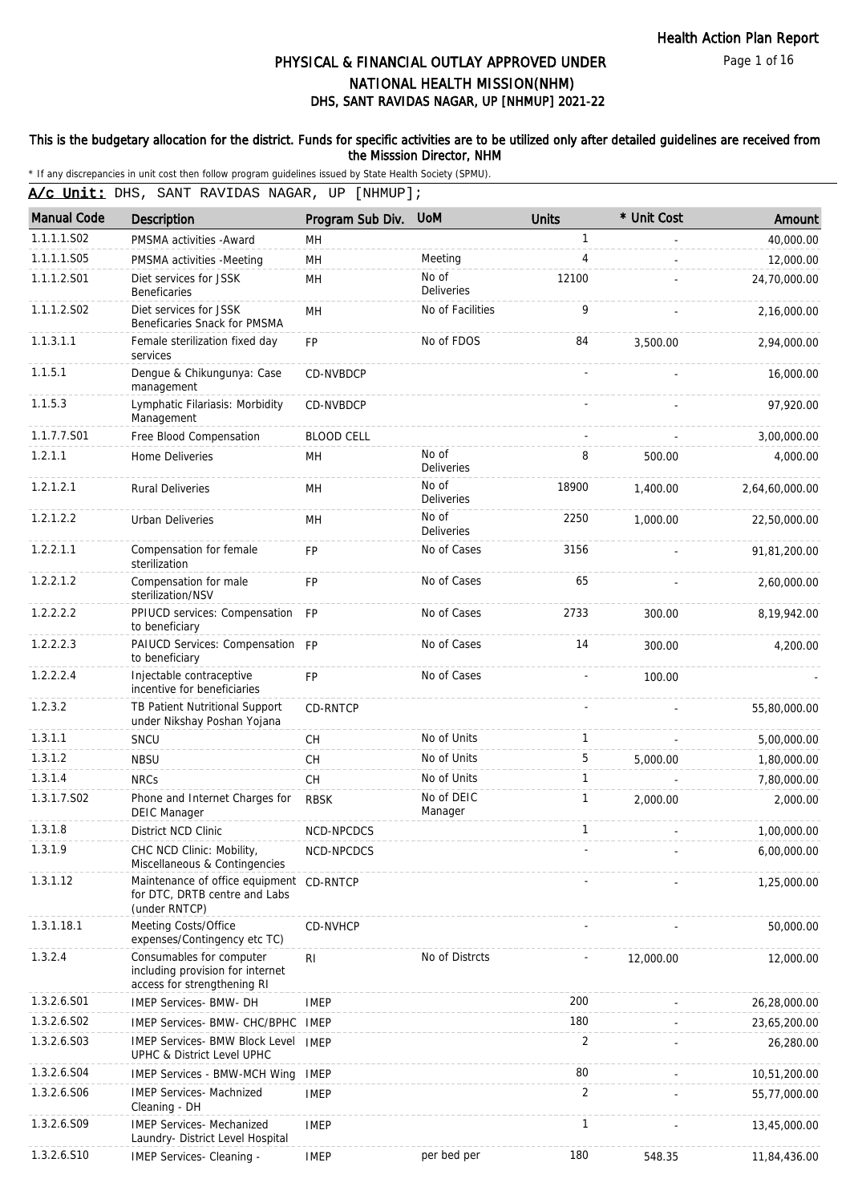Health Action Plan Report

# PHYSICAL & FINANCIAL OUTLAY APPROVED UNDER NATIONAL HEALTH MISSION(NHM)
## DHS, SANT RAVIDAS NAGAR, UP [NHMUP] 2021-22

**This is the budgetary allocation for the district. Funds for specific activities are to be utilized only after detailed guidelines are received from the Misssion Director, NHM**

* If any discrepancies in unit cost then follow program guidelines issued by State Health Society (SPMU).

**A/c Unit:** DHS, SANT RAVIDAS NAGAR, UP [NHMUP];

| Manual Code | Description | Program Sub Div. | UoM | Units | * Unit Cost | Amount |
|---|---|---|---|---|---|---|
| 1.1.1.1.S02 | PMSMA activities -Award | MH | | 1 | - | 40,000.00 |
| 1.1.1.1.S05 | PMSMA activities -Meeting | MH | Meeting | 4 | - | 12,000.00 |
| 1.1.1.2.S01 | Diet services for JSSK Beneficaries | MH | No of Deliveries | 12100 | - | 24,70,000.00 |
| 1.1.1.2.S02 | Diet services for JSSK Beneficaries Snack for PMSMA | MH | No of Facilities | 9 | - | 2,16,000.00 |
| 1.1.3.1.1 | Female sterilization fixed day services | FP | No of FDOS | 84 | 3,500.00 | 2,94,000.00 |
| 1.1.5.1 | Dengue & Chikungunya: Case management | CD-NVBDCP | | - | - | 16,000.00 |
| 1.1.5.3 | Lymphatic Filariasis: Morbidity Management | CD-NVBDCP | | - | - | 97,920.00 |
| 1.1.7.7.S01 | Free Blood Compensation | BLOOD CELL | | - | - | 3,00,000.00 |
| 1.2.1.1 | Home Deliveries | MH | No of Deliveries | 8 | 500.00 | 4,000.00 |
| 1.2.1.2.1 | Rural Deliveries | MH | No of Deliveries | 18900 | 1,400.00 | 2,64,60,000.00 |
| 1.2.1.2.2 | Urban Deliveries | MH | No of Deliveries | 2250 | 1,000.00 | 22,50,000.00 |
| 1.2.2.1.1 | Compensation for female sterilization | FP | No of Cases | 3156 | - | 91,81,200.00 |
| 1.2.2.1.2 | Compensation for male sterilization/NSV | FP | No of Cases | 65 | - | 2,60,000.00 |
| 1.2.2.2.2 | PPIUCD services: Compensation to beneficiary | FP | No of Cases | 2733 | 300.00 | 8,19,942.00 |
| 1.2.2.2.3 | PAIUCD Services: Compensation to beneficiary | FP | No of Cases | 14 | 300.00 | 4,200.00 |
| 1.2.2.2.4 | Injectable contraceptive incentive for beneficiaries | FP | No of Cases | - | 100.00 | - |
| 1.2.3.2 | TB Patient Nutritional Support under Nikshay Poshan Yojana | CD-RNTCP | | - | - | 55,80,000.00 |
| 1.3.1.1 | SNCU | CH | No of Units | 1 | - | 5,00,000.00 |
| 1.3.1.2 | NBSU | CH | No of Units | 5 | 5,000.00 | 1,80,000.00 |
| 1.3.1.4 | NRCs | CH | No of Units | 1 | - | 7,80,000.00 |
| 1.3.1.7.S02 | Phone and Internet Charges for DEIC Manager | RBSK | No of DEIC Manager | 1 | 2,000.00 | 2,000.00 |
| 1.3.1.8 | District NCD Clinic | NCD-NPCDCS | | 1 | - | 1,00,000.00 |
| 1.3.1.9 | CHC NCD Clinic: Mobility, Miscellaneous & Contingencies | NCD-NPCDCS | | - | - | 6,00,000.00 |
| 1.3.1.12 | Maintenance of office equipment for DTC, DRTB centre and Labs (under RNTCP) | CD-RNTCP | | - | - | 1,25,000.00 |
| 1.3.1.18.1 | Meeting Costs/Office expenses/Contingency etc TC) | CD-NVHCP | | - | - | 50,000.00 |
| 1.3.2.4 | Consumables for computer including provision for internet access for strengthening RI | RI | No of Distrcts | - | 12,000.00 | 12,000.00 |
| 1.3.2.6.S01 | IMEP Services- BMW- DH | IMEP | | 200 | - | 26,28,000.00 |
| 1.3.2.6.S02 | IMEP Services- BMW- CHC/BPHC | IMEP | | 180 | - | 23,65,200.00 |
| 1.3.2.6.S03 | IMEP Services- BMW Block Level UPHC & District Level UPHC | IMEP | | 2 | - | 26,280.00 |
| 1.3.2.6.S04 | IMEP Services - BMW-MCH Wing | IMEP | | 80 | - | 10,51,200.00 |
| 1.3.2.6.S06 | IMEP Services- Machnized Cleaning - DH | IMEP | | 2 | - | 55,77,000.00 |
| 1.3.2.6.S09 | IMEP Services- Mechanized Laundry- District Level Hospital | IMEP | | 1 | - | 13,45,000.00 |
| 1.3.2.6.S10 | IMEP Services- Cleaning - | IMEP | per bed per | 180 | 548.35 | 11,84,436.00 |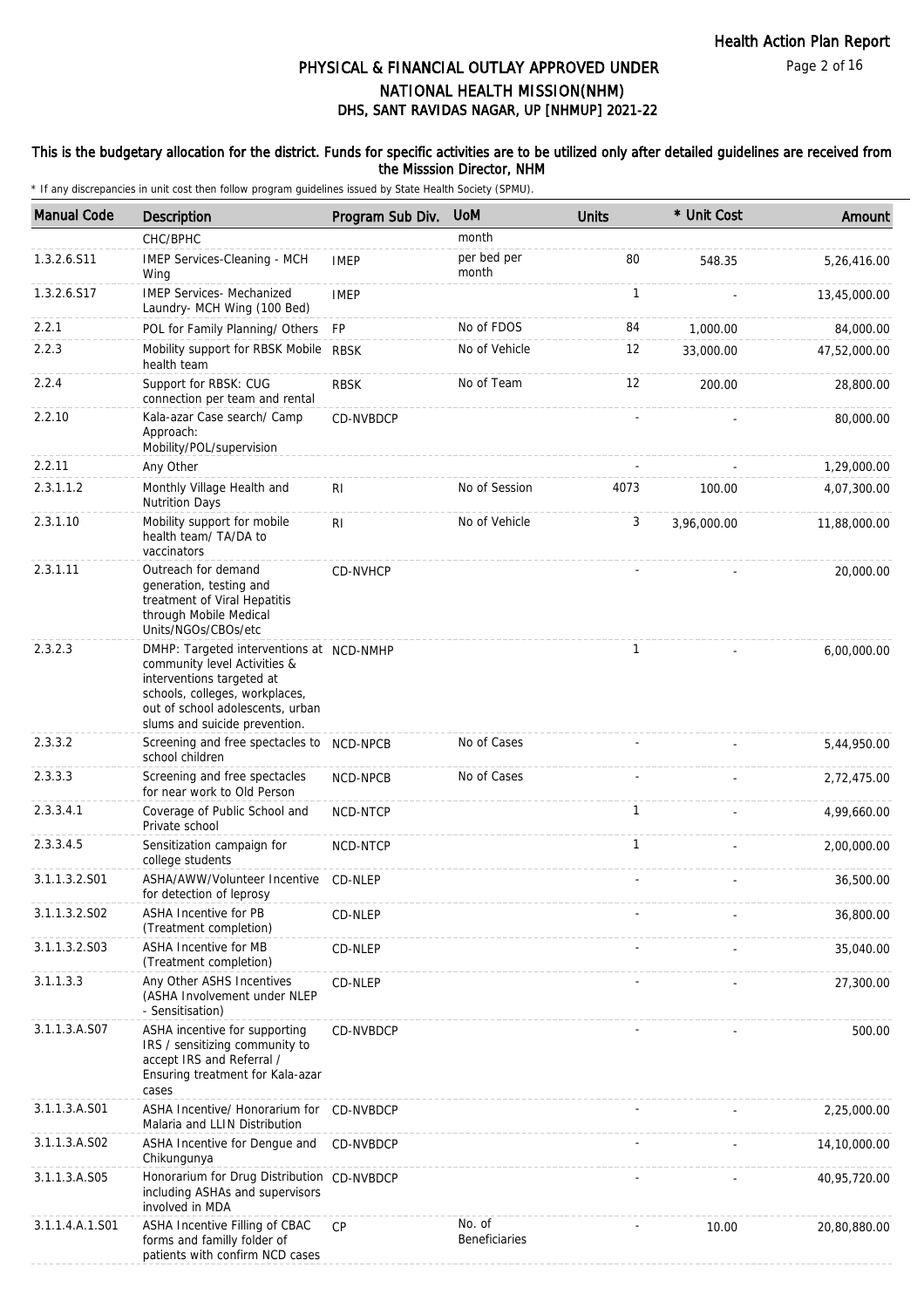# PHYSICAL & FINANCIAL OUTLAY APPROVED UNDER NATIONAL HEALTH MISSION(NHM)
## DHS, SANT RAVIDAS NAGAR, UP [NHMUP] 2021-22

**This is the budgetary allocation for the district. Funds for specific activities are to be utilized only after detailed guidelines are received from the Misssion Director, NHM**

* If any discrepancies in unit cost then follow program guidelines issued by State Health Society (SPMU).

| Manual Code | Description | Program Sub Div. | UoM | Units | * Unit Cost | Amount |
|---|---|---|---|---|---|---|
| | CHC/BPHC | | month | | | |
| 1.3.2.6.S11 | IMEP Services-Cleaning - MCH Wing | IMEP | per bed per month | 80 | 548.35 | 5,26,416.00 |
| 1.3.2.6.S17 | IMEP Services- Mechanized Laundry- MCH Wing (100 Bed) | IMEP | | 1 | - | 13,45,000.00 |
| 2.2.1 | POL for Family Planning/ Others | FP | No of FDOS | 84 | 1,000.00 | 84,000.00 |
| 2.2.3 | Mobility support for RBSK Mobile health team | RBSK | No of Vehicle | 12 | 33,000.00 | 47,52,000.00 |
| 2.2.4 | Support for RBSK: CUG connection per team and rental | RBSK | No of Team | 12 | 200.00 | 28,800.00 |
| 2.2.10 | Kala-azar Case search/ Camp Approach: Mobility/POL/supervision | CD-NVBDCP | | - | - | 80,000.00 |
| 2.2.11 | Any Other | | | - | - | 1,29,000.00 |
| 2.3.1.1.2 | Monthly Village Health and Nutrition Days | RI | No of Session | 4073 | 100.00 | 4,07,300.00 |
| 2.3.1.10 | Mobility support for mobile health team/ TA/DA to vaccinators | RI | No of Vehicle | 3 | 3,96,000.00 | 11,88,000.00 |
| 2.3.1.11 | Outreach for demand generation, testing and treatment of Viral Hepatitis through Mobile Medical Units/NGOs/CBOs/etc | CD-NVHCP | | - | - | 20,000.00 |
| 2.3.2.3 | DMHP: Targeted interventions at community level Activities & interventions targeted at schools, colleges, workplaces, out of school adolescents, urban slums and suicide prevention. | NCD-NMHP | | 1 | - | 6,00,000.00 |
| 2.3.3.2 | Screening and free spectacles to school children | NCD-NPCB | No of Cases | - | - | 5,44,950.00 |
| 2.3.3.3 | Screening and free spectacles for near work to Old Person | NCD-NPCB | No of Cases | - | - | 2,72,475.00 |
| 2.3.3.4.1 | Coverage of Public School and Private school | NCD-NTCP | | 1 | - | 4,99,660.00 |
| 2.3.3.4.5 | Sensitization campaign for college students | NCD-NTCP | | 1 | - | 2,00,000.00 |
| 3.1.1.3.2.S01 | ASHA/AWW/Volunteer Incentive for detection of leprosy | CD-NLEP | | - | - | 36,500.00 |
| 3.1.1.3.2.S02 | ASHA Incentive for PB (Treatment completion) | CD-NLEP | | - | - | 36,800.00 |
| 3.1.1.3.2.S03 | ASHA Incentive for MB (Treatment completion) | CD-NLEP | | - | - | 35,040.00 |
| 3.1.1.3.3 | Any Other ASHS Incentives (ASHA Involvement under NLEP - Sensitisation) | CD-NLEP | | - | - | 27,300.00 |
| 3.1.1.3.A.S07 | ASHA incentive for supporting IRS / sensitizing community to accept IRS and Referral / Ensuring treatment for Kala-azar cases | CD-NVBDCP | | - | - | 500.00 |
| 3.1.1.3.A.S01 | ASHA Incentive/ Honorarium for Malaria and LLIN Distribution | CD-NVBDCP | | - | - | 2,25,000.00 |
| 3.1.1.3.A.S02 | ASHA Incentive for Dengue and Chikungunya | CD-NVBDCP | | - | - | 14,10,000.00 |
| 3.1.1.3.A.S05 | Honorarium for Drug Distribution including ASHAs and supervisors involved in MDA | CD-NVBDCP | | - | - | 40,95,720.00 |
| 3.1.1.4.A.1.S01 | ASHA Incentive Filling of CBAC forms and familly folder of patients with confirm NCD cases | CP | No. of Beneficiaries | - | 10.00 | 20,80,880.00 |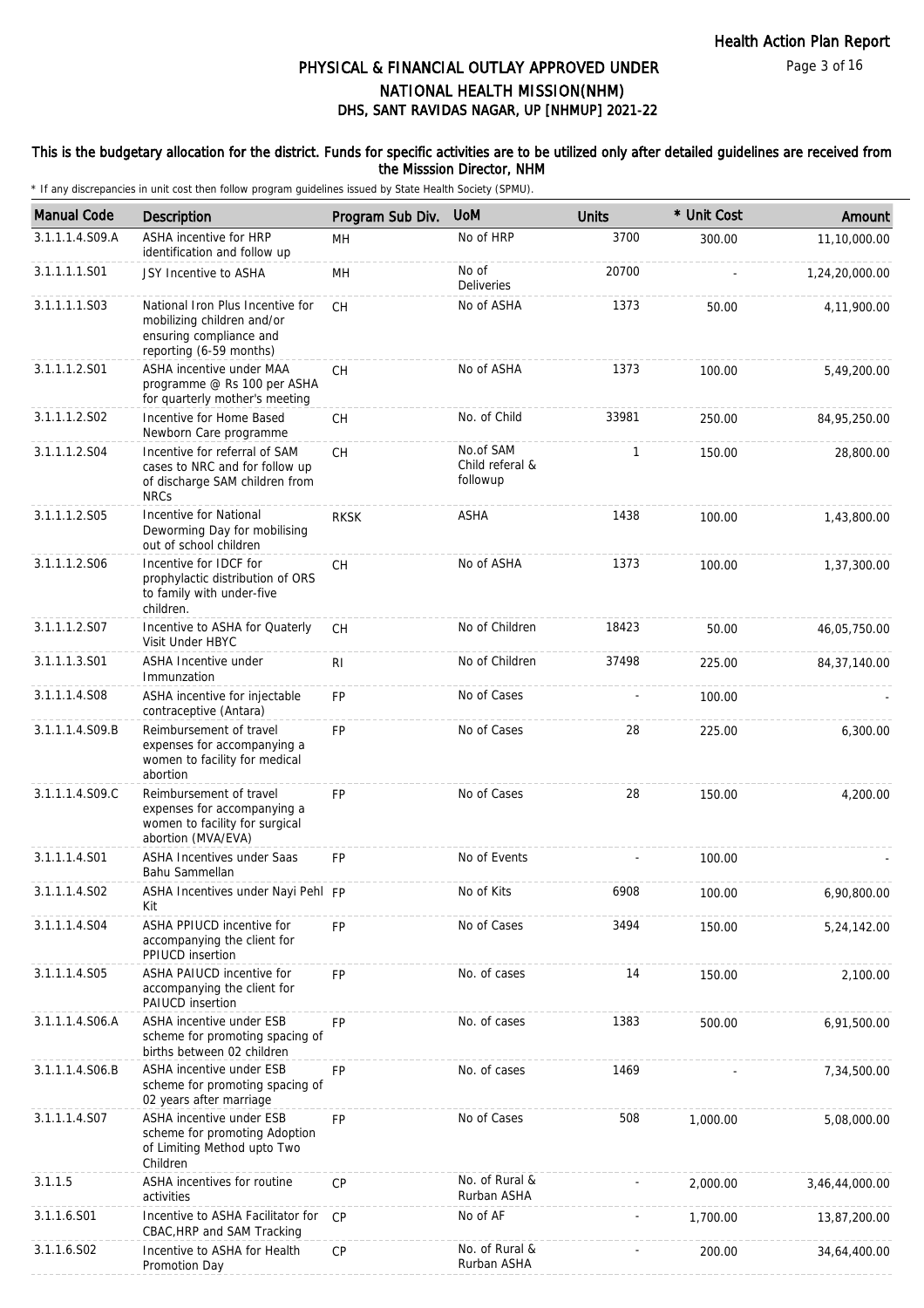# PHYSICAL & FINANCIAL OUTLAY APPROVED UNDER NATIONAL HEALTH MISSION(NHM)
## DHS, SANT RAVIDAS NAGAR, UP [NHMUP] 2021-22

**This is the budgetary allocation for the district. Funds for specific activities are to be utilized only after detailed guidelines are received from the Misssion Director, NHM**

\* If any discrepancies in unit cost then follow program guidelines issued by State Health Society (SPMU).

| Manual Code | Description | Program Sub Div. | UoM | Units | * Unit Cost | Amount |
|---|---|---|---|---|---|---|
| 3.1.1.1.4.S09.A | ASHA incentive for HRP identification and follow up | MH | No of HRP | 3700 | 300.00 | 11,10,000.00 |
| 3.1.1.1.1.S01 | JSY Incentive to ASHA | MH | No of Deliveries | 20700 | - | 1,24,20,000.00 |
| 3.1.1.1.1.S03 | National Iron Plus Incentive for mobilizing children and/or ensuring compliance and reporting (6-59 months) | CH | No of ASHA | 1373 | 50.00 | 4,11,900.00 |
| 3.1.1.1.2.S01 | ASHA incentive under MAA programme @ Rs 100 per ASHA for quarterly mother's meeting | CH | No of ASHA | 1373 | 100.00 | 5,49,200.00 |
| 3.1.1.1.2.S02 | Incentive for Home Based Newborn Care programme | CH | No. of Child | 33981 | 250.00 | 84,95,250.00 |
| 3.1.1.1.2.S04 | Incentive for referral of SAM cases to NRC and for follow up of discharge SAM children from NRCs | CH | No.of SAM Child referal & followup | 1 | 150.00 | 28,800.00 |
| 3.1.1.1.2.S05 | Incentive for National Deworming Day for mobilising out of school children | RKSK | ASHA | 1438 | 100.00 | 1,43,800.00 |
| 3.1.1.1.2.S06 | Incentive for IDCF for prophylactic distribution of ORS to family with under-five children. | CH | No of ASHA | 1373 | 100.00 | 1,37,300.00 |
| 3.1.1.1.2.S07 | Incentive to ASHA for Quaterly Visit Under HBYC | CH | No of Children | 18423 | 50.00 | 46,05,750.00 |
| 3.1.1.1.3.S01 | ASHA Incentive under Immunzation | RI | No of Children | 37498 | 225.00 | 84,37,140.00 |
| 3.1.1.1.4.S08 | ASHA incentive for injectable contraceptive (Antara) | FP | No of Cases | - | 100.00 | - |
| 3.1.1.1.4.S09.B | Reimbursement of travel expenses for accompanying a women to facility for medical abortion | FP | No of Cases | 28 | 225.00 | 6,300.00 |
| 3.1.1.1.4.S09.C | Reimbursement of travel expenses for accompanying a women to facility for surgical abortion (MVA/EVA) | FP | No of Cases | 28 | 150.00 | 4,200.00 |
| 3.1.1.1.4.S01 | ASHA Incentives under Saas Bahu Sammellan | FP | No of Events | - | 100.00 | - |
| 3.1.1.1.4.S02 | ASHA Incentives under Nayi Pehl Kit | FP | No of Kits | 6908 | 100.00 | 6,90,800.00 |
| 3.1.1.1.4.S04 | ASHA PPIUCD incentive for accompanying the client for PPIUCD insertion | FP | No of Cases | 3494 | 150.00 | 5,24,142.00 |
| 3.1.1.1.4.S05 | ASHA PAIUCD incentive for accompanying the client for PAIUCD insertion | FP | No. of cases | 14 | 150.00 | 2,100.00 |
| 3.1.1.1.4.S06.A | ASHA incentive under ESB scheme for promoting spacing of births between 02 children | FP | No. of cases | 1383 | 500.00 | 6,91,500.00 |
| 3.1.1.1.4.S06.B | ASHA incentive under ESB scheme for promoting spacing of 02 years after marriage | FP | No. of cases | 1469 | - | 7,34,500.00 |
| 3.1.1.1.4.S07 | ASHA incentive under ESB scheme for promotion Adoption of Limiting Method upto Two Children | FP | No of Cases | 508 | 1,000.00 | 5,08,000.00 |
| 3.1.1.5 | ASHA incentives for routine activities | CP | No. of Rural & Rurban ASHA | - | 2,000.00 | 3,46,44,000.00 |
| 3.1.1.6.S01 | Incentive to ASHA Facilitator for CBAC,HRP and SAM Tracking | CP | No of AF | - | 1,700.00 | 13,87,200.00 |
| 3.1.1.6.S02 | Incentive to ASHA for Health Promotion Day | CP | No. of Rural & Rurban ASHA | - | 200.00 | 34,64,400.00 |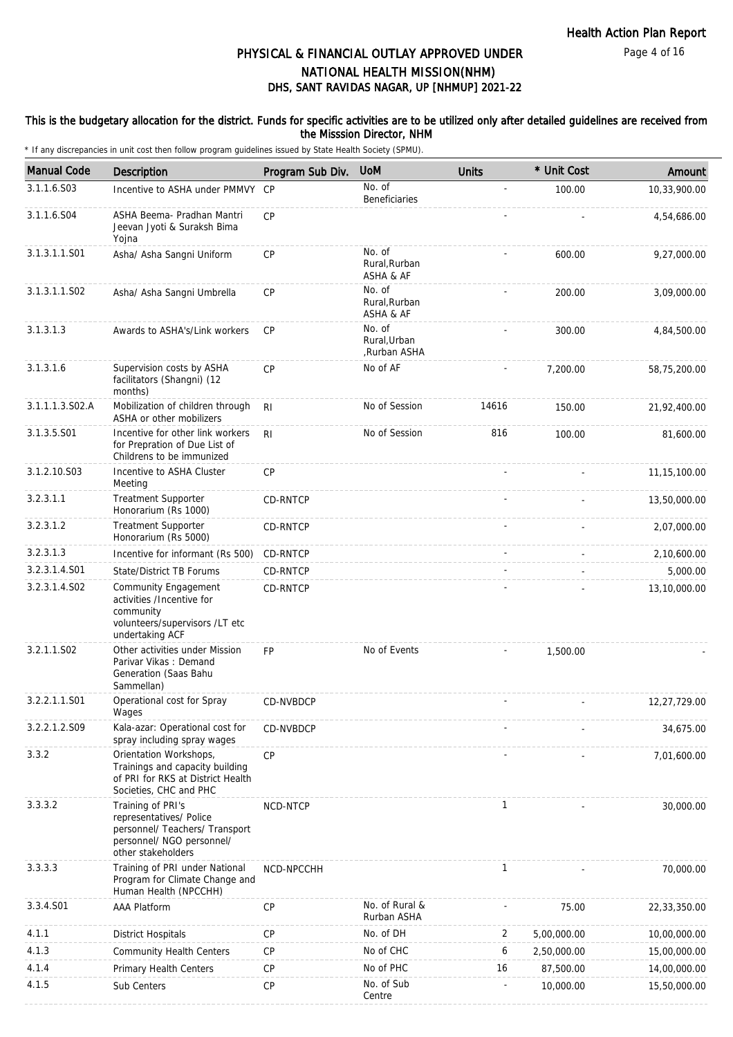# PHYSICAL & FINANCIAL OUTLAY APPROVED UNDER NATIONAL HEALTH MISSION(NHM)
## DHS, SANT RAVIDAS NAGAR, UP [NHMUP] 2021-22

**This is the budgetary allocation for the district. Funds for specific activities are to be utilized only after detailed guidelines are received from the Misssion Director, NHM**

\* If any discrepancies in unit cost then follow program guidelines issued by State Health Society (SPMU).

| Manual Code | Description | Program Sub Div. | UoM | Units | * Unit Cost | Amount |
|---|---|---|---|---|---|---|
| 3.1.1.6.S03 | Incentive to ASHA under PMMVY | CP | No. of Beneficiaries | - | 100.00 | 10,33,900.00 |
| 3.1.1.6.S04 | ASHA Beema- Pradhan Mantri Jeevan Jyoti & Suraksh Bima Yojna | CP | | - | - | 4,54,686.00 |
| 3.1.3.1.1.S01 | Asha/ Asha Sangni Uniform | CP | No. of Rural,Rurban ASHA & AF | - | 600.00 | 9,27,000.00 |
| 3.1.3.1.1.S02 | Asha/ Asha Sangni Umbrella | CP | No. of Rural,Rurban ASHA & AF | - | 200.00 | 3,09,000.00 |
| 3.1.3.1.3 | Awards to ASHA's/Link workers | CP | No. of Rural,Urban ,Rurban ASHA | - | 300.00 | 4,84,500.00 |
| 3.1.3.1.6 | Supervision costs by ASHA facilitators (Shangni) (12 months) | CP | No of AF | - | 7,200.00 | 58,75,200.00 |
| 3.1.1.1.3.S02.A | Mobilization of children through ASHA or other mobilizers | RI | No of Session | 14616 | 150.00 | 21,92,400.00 |
| 3.1.3.5.S01 | Incentive for other link workers for Prepration of Due List of Childrens to be immunized | RI | No of Session | 816 | 100.00 | 81,600.00 |
| 3.1.2.10.S03 | Incentive to ASHA Cluster Meeting | CP | | - | - | 11,15,100.00 |
| 3.2.3.1.1 | Treatment Supporter Honorarium (Rs 1000) | CD-RNTCP | | - | - | 13,50,000.00 |
| 3.2.3.1.2 | Treatment Supporter Honorarium (Rs 5000) | CD-RNTCP | | - | - | 2,07,000.00 |
| 3.2.3.1.3 | Incentive for informant (Rs 500) | CD-RNTCP | | - | - | 2,10,600.00 |
| 3.2.3.1.4.S01 | State/District TB Forums | CD-RNTCP | | - | - | 5,000.00 |
| 3.2.3.1.4.S02 | Community Engagement activities /Incentive for community volunteers/supervisors /LT etc undertaking ACF | CD-RNTCP | | - | - | 13,10,000.00 |
| 3.2.1.1.S02 | Other activities under Mission Parivar Vikas : Demand Generation (Saas Bahu Sammellan) | FP | No of Events | - | 1,500.00 | - |
| 3.2.2.1.1.S01 | Operational cost for Spray Wages | CD-NVBDCP | | - | - | 12,27,729.00 |
| 3.2.2.1.2.S09 | Kala-azar: Operational cost for spray including spray wages | CD-NVBDCP | | - | - | 34,675.00 |
| 3.3.2 | Orientation Workshops, Trainings and capacity building of PRI for RKS at District Health Societies, CHC and PHC | CP | | - | - | 7,01,600.00 |
| 3.3.3.2 | Training of PRI's representatives/ Police personnel/ Teachers/ Transport personnel/ NGO personnel/ other stakeholders | NCD-NTCP | | 1 | - | 30,000.00 |
| 3.3.3.3 | Training of PRI under National Program for Climate Change and Human Health (NPCCHH) | NCD-NPCCHH | | 1 | - | 70,000.00 |
| 3.3.4.S01 | AAA Platform | CP | No. of Rural & Rurban ASHA | - | 75.00 | 22,33,350.00 |
| 4.1.1 | District Hospitals | CP | No. of DH | 2 | 5,00,000.00 | 10,00,000.00 |
| 4.1.3 | Community Health Centers | CP | No of CHC | 6 | 2,50,000.00 | 15,00,000.00 |
| 4.1.4 | Primary Health Centers | CP | No of PHC | 16 | 87,500.00 | 14,00,000.00 |
| 4.1.5 | Sub Centers | CP | No. of Sub Centre | - | 10,000.00 | 15,50,000.00 |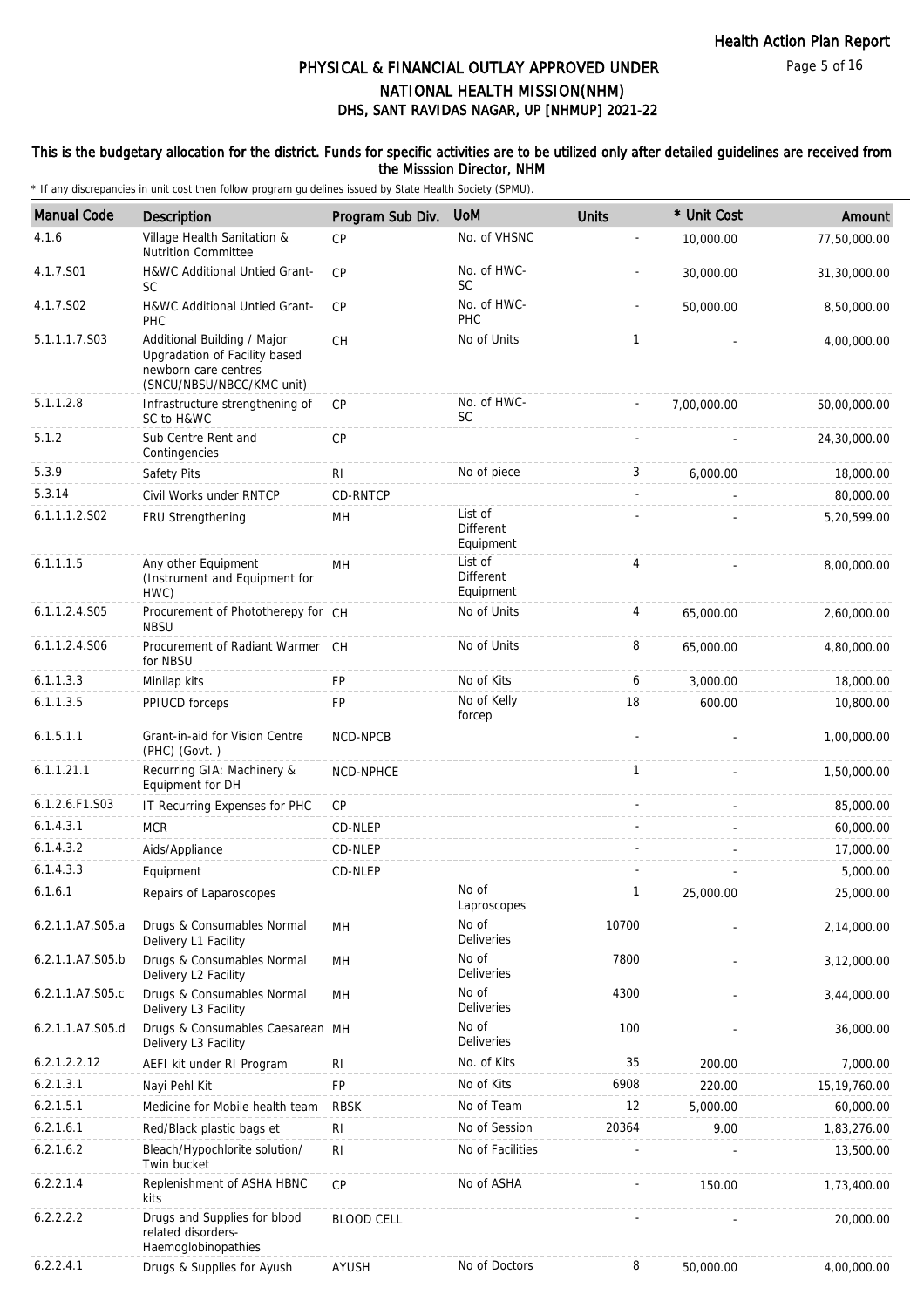# PHYSICAL & FINANCIAL OUTLAY APPROVED UNDER NATIONAL HEALTH MISSION(NHM)
## DHS, SANT RAVIDAS NAGAR, UP [NHMUP] 2021-22

**This is the budgetary allocation for the district. Funds for specific activities are to be utilized only after detailed guidelines are received from the Misssion Director, NHM**

\* If any discrepancies in unit cost then follow program guidelines issued by State Health Society (SPMU).

| Manual Code | Description | Program Sub Div. | UoM | Units | * Unit Cost | Amount |
|---|---|---|---|---|---|---|
| 4.1.6 | Village Health Sanitation & Nutrition Committee | CP | No. of VHSNC | - | 10,000.00 | 77,50,000.00 |
| 4.1.7.S01 | H&WC Additional Untied Grant-SC | CP | No. of HWC-SC | - | 30,000.00 | 31,30,000.00 |
| 4.1.7.S02 | H&WC Additional Untied Grant-PHC | CP | No. of HWC-PHC | - | 50,000.00 | 8,50,000.00 |
| 5.1.1.1.7.S03 | Additional Building / Major Upgradation of Facility based newborn care centres (SNCU/NBSU/NBCC/KMC unit) | CH | No of Units | 1 | - | 4,00,000.00 |
| 5.1.1.2.8 | Infrastructure strengthening of SC to H&WC | CP | No. of HWC-SC | - | 7,00,000.00 | 50,00,000.00 |
| 5.1.2 | Sub Centre Rent and Contingencies | CP | | - | - | 24,30,000.00 |
| 5.3.9 | Safety Pits | RI | No of piece | 3 | 6,000.00 | 18,000.00 |
| 5.3.14 | Civil Works under RNTCP | CD-RNTCP | | - | - | 80,000.00 |
| 6.1.1.1.2.S02 | FRU Strengthening | MH | List of Different Equipment | - | - | 5,20,599.00 |
| 6.1.1.1.5 | Any other Equipment (Instrument and Equipment for HWC) | MH | List of Different Equipment | 4 | - | 8,00,000.00 |
| 6.1.1.2.4.S05 | Procurement of Phototherepy for NBSU | CH | No of Units | 4 | 65,000.00 | 2,60,000.00 |
| 6.1.1.2.4.S06 | Procurement of Radiant Warmer for NBSU | CH | No of Units | 8 | 65,000.00 | 4,80,000.00 |
| 6.1.1.3.3 | Minilap kits | FP | No of Kits | 6 | 3,000.00 | 18,000.00 |
| 6.1.1.3.5 | PPIUCD forceps | FP | No of Kelly forcep | 18 | 600.00 | 10,800.00 |
| 6.1.5.1.1 | Grant-in-aid for Vision Centre (PHC) (Govt. ) | NCD-NPCB | | - | - | 1,00,000.00 |
| 6.1.1.21.1 | Recurring GIA: Machinery & Equipment for DH | NCD-NPHCE | | 1 | - | 1,50,000.00 |
| 6.1.2.6.F1.S03 | IT Recurring Expenses for PHC | CP | | - | - | 85,000.00 |
| 6.1.4.3.1 | MCR | CD-NLEP | | - | - | 60,000.00 |
| 6.1.4.3.2 | Aids/Appliance | CD-NLEP | | - | - | 17,000.00 |
| 6.1.4.3.3 | Equipment | CD-NLEP | | - | - | 5,000.00 |
| 6.1.6.1 | Repairs of Laparoscopes | | No of Laproscopes | 1 | 25,000.00 | 25,000.00 |
| 6.2.1.1.A7.S05.a | Drugs & Consumables Normal Delivery L1 Facility | MH | No of Deliveries | 10700 | - | 2,14,000.00 |
| 6.2.1.1.A7.S05.b | Drugs & Consumables Normal Delivery L2 Facility | MH | No of Deliveries | 7800 | - | 3,12,000.00 |
| 6.2.1.1.A7.S05.c | Drugs & Consumables Normal Delivery L3 Facility | MH | No of Deliveries | 4300 | - | 3,44,000.00 |
| 6.2.1.1.A7.S05.d | Drugs & Consumables Caesarean Delivery L3 Facility | MH | No of Deliveries | 100 | - | 36,000.00 |
| 6.2.1.2.2.12 | AEFI kit under RI Program | RI | No. of Kits | 35 | 200.00 | 7,000.00 |
| 6.2.1.3.1 | Nayi Pehl Kit | FP | No of Kits | 6908 | 220.00 | 15,19,760.00 |
| 6.2.1.5.1 | Medicine for Mobile health team | RBSK | No of Team | 12 | 5,000.00 | 60,000.00 |
| 6.2.1.6.1 | Red/Black plastic bags et | RI | No of Session | 20364 | 9.00 | 1,83,276.00 |
| 6.2.1.6.2 | Bleach/Hypochlorite solution/ Twin bucket | RI | No of Facilities | - | - | 13,500.00 |
| 6.2.2.1.4 | Replenishment of ASHA HBNC kits | CP | No of ASHA | - | 150.00 | 1,73,400.00 |
| 6.2.2.2.2 | Drugs and Supplies for blood related disorders-Haemoglobinopathies | BLOOD CELL | | - | - | 20,000.00 |
| 6.2.2.4.1 | Drugs & Supplies for Ayush | AYUSH | No of Doctors | 8 | 50,000.00 | 4,00,000.00 |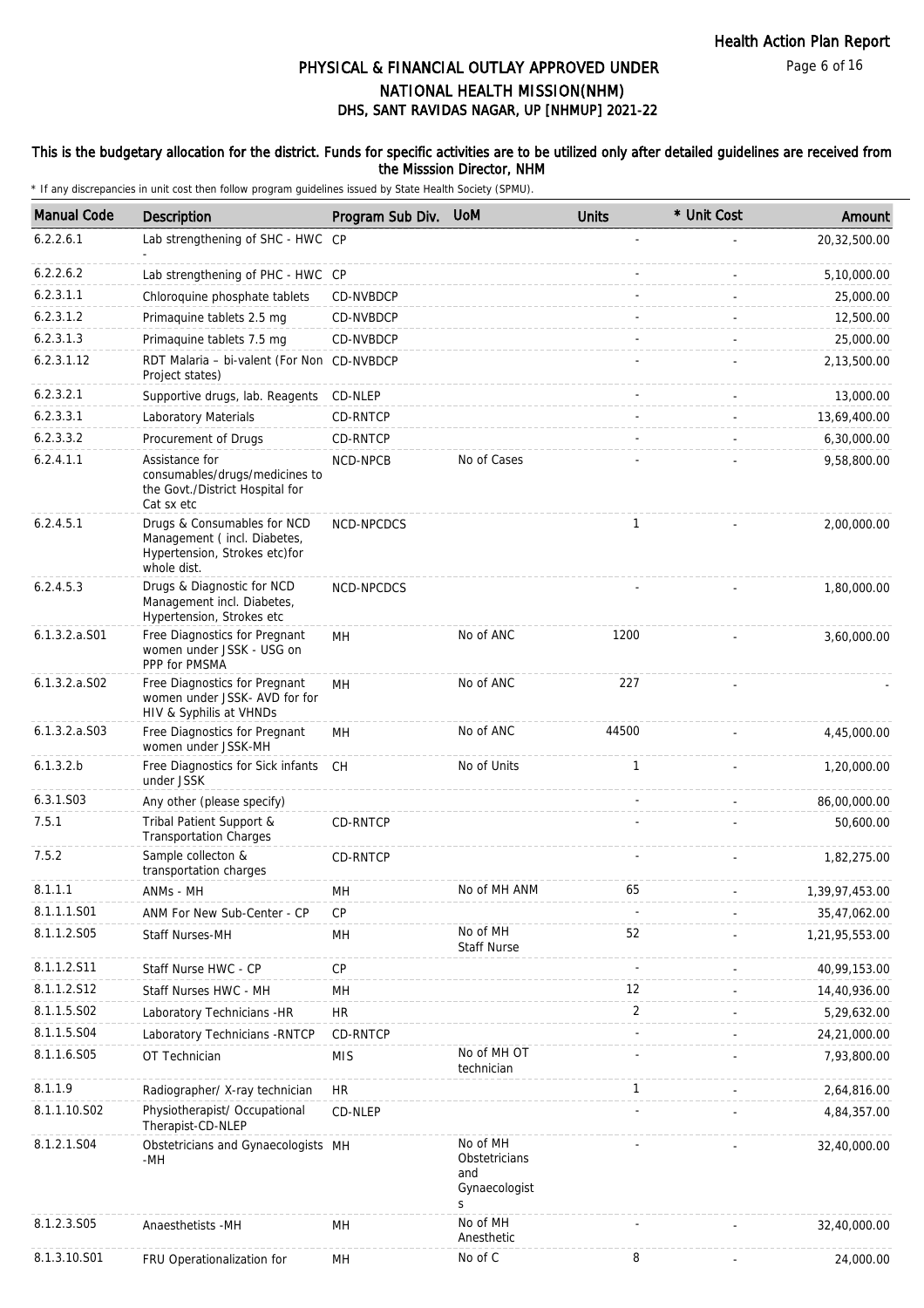# PHYSICAL & FINANCIAL OUTLAY APPROVED UNDER NATIONAL HEALTH MISSION(NHM)
## DHS, SANT RAVIDAS NAGAR, UP [NHMUP] 2021-22

**This is the budgetary allocation for the district. Funds for specific activities are to be utilized only after detailed guidelines are received from the Misssion Director, NHM**

\* If any discrepancies in unit cost then follow program guidelines issued by State Health Society (SPMU).

| Manual Code | Description | Program Sub Div. | UoM | Units | * Unit Cost | Amount |
|---|---|---|---|---|---|---|
| 6.2.2.6.1 | Lab strengthening of SHC - HWC - | CP | | - | - | 20,32,500.00 |
| 6.2.2.6.2 | Lab strengthening of PHC - HWC | CP | | - | - | 5,10,000.00 |
| 6.2.3.1.1 | Chloroquine phosphate tablets | CD-NVBDCP | | - | - | 25,000.00 |
| 6.2.3.1.2 | Primaquine tablets 2.5 mg | CD-NVBDCP | | - | - | 12,500.00 |
| 6.2.3.1.3 | Primaquine tablets 7.5 mg | CD-NVBDCP | | - | - | 25,000.00 |
| 6.2.3.1.12 | RDT Malaria – bi-valent (For Non Project states) | CD-NVBDCP | | - | - | 2,13,500.00 |
| 6.2.3.2.1 | Supportive drugs, lab. Reagents | CD-NLEP | | - | - | 13,000.00 |
| 6.2.3.3.1 | Laboratory Materials | CD-RNTCP | | - | - | 13,69,400.00 |
| 6.2.3.3.2 | Procurement of Drugs | CD-RNTCP | | - | - | 6,30,000.00 |
| 6.2.4.1.1 | Assistance for consumables/drugs/medicines to the Govt./District Hospital for Cat sx etc | NCD-NPCB | No of Cases | - | - | 9,58,800.00 |
| 6.2.4.5.1 | Drugs & Consumables for NCD Management ( incl. Diabetes, Hypertension, Strokes etc)for whole dist. | NCD-NPCDCS | | 1 | - | 2,00,000.00 |
| 6.2.4.5.3 | Drugs & Diagnostic for NCD Management incl. Diabetes, Hypertension, Strokes etc | NCD-NPCDCS | | - | - | 1,80,000.00 |
| 6.1.3.2.a.S01 | Free Diagnostics for Pregnant women under JSSK - USG on PPP for PMSMA | MH | No of ANC | 1200 | - | 3,60,000.00 |
| 6.1.3.2.a.S02 | Free Diagnostics for Pregnant women under JSSK- AVD for for HIV & Syphilis at VHNDs | MH | No of ANC | 227 | - | - |
| 6.1.3.2.a.S03 | Free Diagnostics for Pregnant women under JSSK-MH | MH | No of ANC | 44500 | - | 4,45,000.00 |
| 6.1.3.2.b | Free Diagnostics for Sick infants under JSSK | CH | No of Units | 1 | - | 1,20,000.00 |
| 6.3.1.S03 | Any other (please specify) | | | - | - | 86,00,000.00 |
| 7.5.1 | Tribal Patient Support & Transportation Charges | CD-RNTCP | | - | - | 50,600.00 |
| 7.5.2 | Sample collecton & transportation charges | CD-RNTCP | | - | - | 1,82,275.00 |
| 8.1.1.1 | ANMs - MH | MH | No of MH ANM | 65 | - | 1,39,97,453.00 |
| 8.1.1.1.S01 | ANM For New Sub-Center - CP | CP | | - | - | 35,47,062.00 |
| 8.1.1.2.S05 | Staff Nurses-MH | MH | No of MH Staff Nurse | 52 | - | 1,21,95,553.00 |
| 8.1.1.2.S11 | Staff Nurse HWC - CP | CP | | - | - | 40,99,153.00 |
| 8.1.1.2.S12 | Staff Nurses HWC - MH | MH | | 12 | - | 14,40,936.00 |
| 8.1.1.5.S02 | Laboratory Technicians -HR | HR | | 2 | - | 5,29,632.00 |
| 8.1.1.5.S04 | Laboratory Technicians -RNTCP | CD-RNTCP | | - | - | 24,21,000.00 |
| 8.1.1.6.S05 | OT Technician | MIS | No of MH OT technician | - | - | 7,93,800.00 |
| 8.1.1.9 | Radiographer/ X-ray technician | HR | | 1 | - | 2,64,816.00 |
| 8.1.1.10.S02 | Physiotherapist/ Occupational Therapist-CD-NLEP | CD-NLEP | | - | - | 4,84,357.00 |
| 8.1.2.1.S04 | Obstetricians and Gynaecologists -MH | MH | No of MH Obstetricians and Gynaecologists | - | - | 32,40,000.00 |
| 8.1.2.3.S05 | Anaesthetists -MH | MH | No of MH Anesthetic | - | - | 32,40,000.00 |
| 8.1.3.10.S01 | FRU Operationalization for | MH | No of C | 8 | - | 24,000.00 |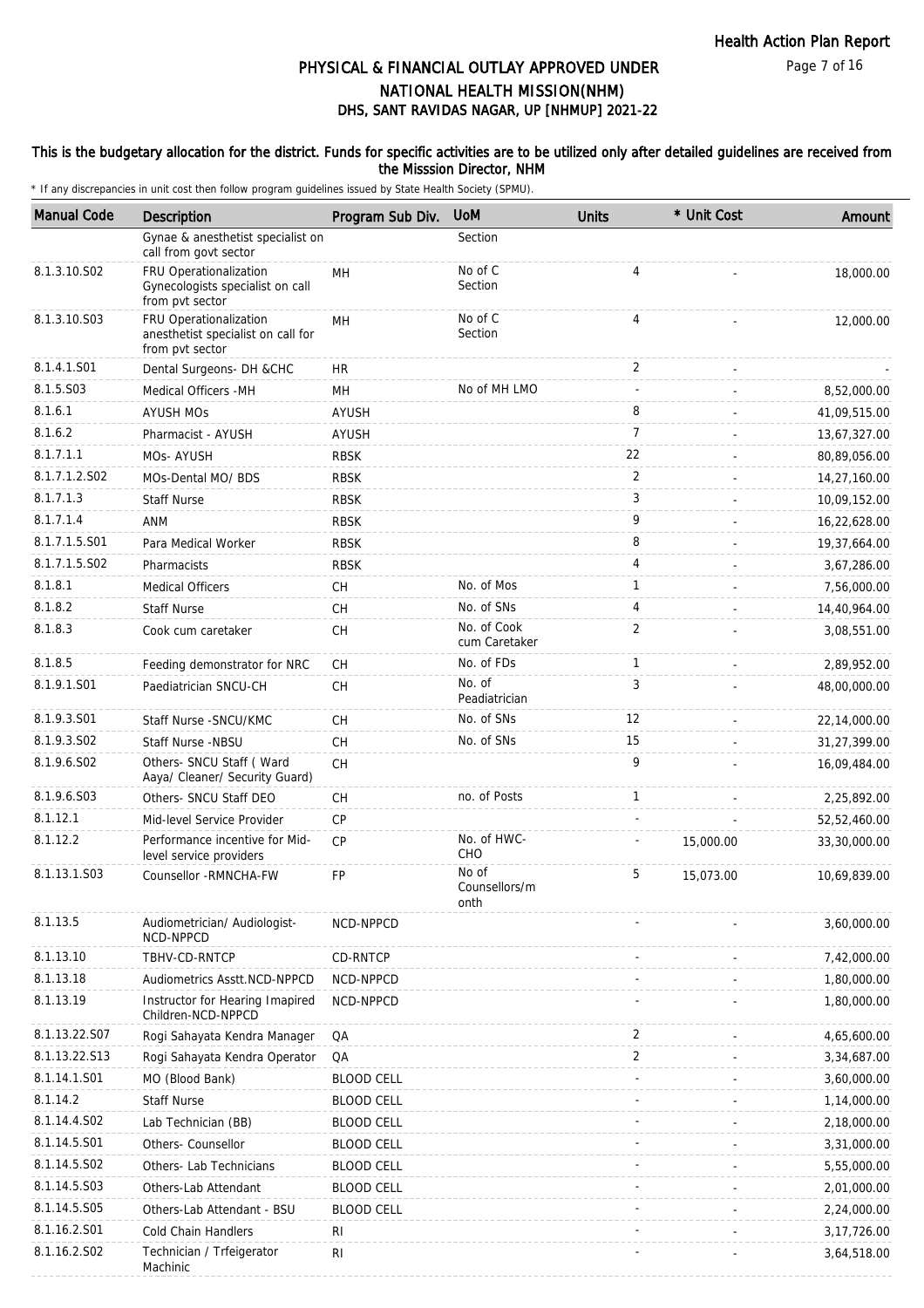# PHYSICAL & FINANCIAL OUTLAY APPROVED UNDER NATIONAL HEALTH MISSION(NHM)

## DHS, SANT RAVIDAS NAGAR, UP [NHMUP] 2021-22

This is the budgetary allocation for the district. Funds for specific activities are to be utilized only after detailed guidelines are received from the Misssion Director, NHM

\* If any discrepancies in unit cost then follow program guidelines issued by State Health Society (SPMU).

| Manual Code | Description | Program Sub Div. | UoM | Units | * Unit Cost | Amount |
|---|---|---|---|---|---|---|
| | Gynae & anesthetist specialist on call from govt sector | | Section | | | |
| 8.1.3.10.S02 | FRU Operationalization Gynecologists specialist on call from pvt sector | MH | No of C Section | 4 | - | 18,000.00 |
| 8.1.3.10.S03 | FRU Operationalization anesthetist specialist on call for from pvt sector | MH | No of C Section | 4 | - | 12,000.00 |
| 8.1.4.1.S01 | Dental Surgeons- DH &CHC | HR | | 2 | - | - |
| 8.1.5.S03 | Medical Officers -MH | MH | No of MH LMO | - | - | 8,52,000.00 |
| 8.1.6.1 | AYUSH MOs | AYUSH | | 8 | - | 41,09,515.00 |
| 8.1.6.2 | Pharmacist - AYUSH | AYUSH | | 7 | - | 13,67,327.00 |
| 8.1.7.1.1 | MOs- AYUSH | RBSK | | 22 | - | 80,89,056.00 |
| 8.1.7.1.2.S02 | MOs-Dental MO/ BDS | RBSK | | 2 | - | 14,27,160.00 |
| 8.1.7.1.3 | Staff Nurse | RBSK | | 3 | - | 10,09,152.00 |
| 8.1.7.1.4 | ANM | RBSK | | 9 | - | 16,22,628.00 |
| 8.1.7.1.5.S01 | Para Medical Worker | RBSK | | 8 | - | 19,37,664.00 |
| 8.1.7.1.5.S02 | Pharmacists | RBSK | | 4 | - | 3,67,286.00 |
| 8.1.8.1 | Medical Officers | CH | No. of Mos | 1 | - | 7,56,000.00 |
| 8.1.8.2 | Staff Nurse | CH | No. of SNs | 4 | - | 14,40,964.00 |
| 8.1.8.3 | Cook cum caretaker | CH | No. of Cook cum Caretaker | 2 | - | 3,08,551.00 |
| 8.1.8.5 | Feeding demonstrator for NRC | CH | No. of FDs | 1 | - | 2,89,952.00 |
| 8.1.9.1.S01 | Paediatrician SNCU-CH | CH | No. of Peadiatrician | 3 | - | 48,00,000.00 |
| 8.1.9.3.S01 | Staff Nurse -SNCU/KMC | CH | No. of SNs | 12 | - | 22,14,000.00 |
| 8.1.9.3.S02 | Staff Nurse -NBSU | CH | No. of SNs | 15 | - | 31,27,399.00 |
| 8.1.9.6.S02 | Others- SNCU Staff ( Ward Aaya/ Cleaner/ Security Guard) | CH | | 9 | - | 16,09,484.00 |
| 8.1.9.6.S03 | Others- SNCU Staff DEO | CH | no. of Posts | 1 | - | 2,25,892.00 |
| 8.1.12.1 | Mid-level Service Provider | CP | | - | - | 52,52,460.00 |
| 8.1.12.2 | Performance incentive for Mid-level service providers | CP | No. of HWC-CHO | - | 15,000.00 | 33,30,000.00 |
| 8.1.13.1.S03 | Counsellor -RMNCHA-FW | FP | No of Counsellors/month | 5 | 15,073.00 | 10,69,839.00 |
| 8.1.13.5 | Audiometrician/ Audiologist-NCD-NPPCD | NCD-NPPCD | | - | - | 3,60,000.00 |
| 8.1.13.10 | TBHV-CD-RNTCP | CD-RNTCP | | - | - | 7,42,000.00 |
| 8.1.13.18 | Audiometrics Asstt.NCD-NPPCD | NCD-NPPCD | | - | - | 1,80,000.00 |
| 8.1.13.19 | Instructor for Hearing Imapired Children-NCD-NPPCD | NCD-NPPCD | | - | - | 1,80,000.00 |
| 8.1.13.22.S07 | Rogi Sahayata Kendra Manager | QA | | 2 | - | 4,65,600.00 |
| 8.1.13.22.S13 | Rogi Sahayata Kendra Operator | QA | | 2 | - | 3,34,687.00 |
| 8.1.14.1.S01 | MO (Blood Bank) | BLOOD CELL | | - | - | 3,60,000.00 |
| 8.1.14.2 | Staff Nurse | BLOOD CELL | | - | - | 1,14,000.00 |
| 8.1.14.4.S02 | Lab Technician (BB) | BLOOD CELL | | - | - | 2,18,000.00 |
| 8.1.14.5.S01 | Others- Counsellor | BLOOD CELL | | - | - | 3,31,000.00 |
| 8.1.14.5.S02 | Others- Lab Technicians | BLOOD CELL | | - | - | 5,55,000.00 |
| 8.1.14.5.S03 | Others-Lab Attendant | BLOOD CELL | | - | - | 2,01,000.00 |
| 8.1.14.5.S05 | Others-Lab Attendant - BSU | BLOOD CELL | | - | - | 2,24,000.00 |
| 8.1.16.2.S01 | Cold Chain Handlers | RI | | - | - | 3,17,726.00 |
| 8.1.16.2.S02 | Technician / Trfeigerator Machinic | RI | | - | - | 3,64,518.00 |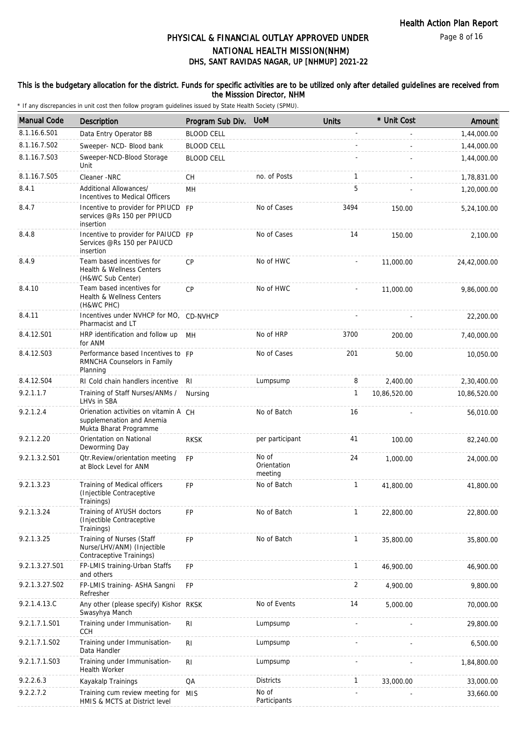# PHYSICAL & FINANCIAL OUTLAY APPROVED UNDER NATIONAL HEALTH MISSION(NHM)

## DHS, SANT RAVIDAS NAGAR, UP [NHMUP] 2021-22

**This is the budgetary allocation for the district. Funds for specific activities are to be utilized only after detailed guidelines are received from the Misssion Director, NHM**

\* If any discrepancies in unit cost then follow program guidelines issued by State Health Society (SPMU).

| Manual Code | Description | Program Sub Div. | UoM | Units | * Unit Cost | Amount |
|---|---|---|---|---|---|---|
| 8.1.16.6.S01 | Data Entry Operator BB | BLOOD CELL | | - | - | 1,44,000.00 |
| 8.1.16.7.S02 | Sweeper- NCD- Blood bank | BLOOD CELL | | - | - | 1,44,000.00 |
| 8.1.16.7.S03 | Sweeper-NCD-Blood Storage Unit | BLOOD CELL | | - | - | 1,44,000.00 |
| 8.1.16.7.S05 | Cleaner -NRC | CH | no. of Posts | 1 | - | 1,78,831.00 |
| 8.4.1 | Additional Allowances/ Incentives to Medical Officers | MH | | 5 | - | 1,20,000.00 |
| 8.4.7 | Incentive to provider for PPIUCD services @Rs 150 per PPIUCD insertion | FP | No of Cases | 3494 | 150.00 | 5,24,100.00 |
| 8.4.8 | Incentive to provider for PAIUCD Services @Rs 150 per PAIUCD insertion | FP | No of Cases | 14 | 150.00 | 2,100.00 |
| 8.4.9 | Team based incentives for Health & Wellness Centers (H&WC Sub Center) | CP | No of HWC | - | 11,000.00 | 24,42,000.00 |
| 8.4.10 | Team based incentives for Health & Wellness Centers (H&WC PHC) | CP | No of HWC | - | 11,000.00 | 9,86,000.00 |
| 8.4.11 | Incentives under NVHCP for MO, Pharmacist and LT | CD-NVHCP | | - | - | 22,200.00 |
| 8.4.12.S01 | HRP identification and follow up for ANM | MH | No of HRP | 3700 | 200.00 | 7,40,000.00 |
| 8.4.12.S03 | Performance based Incentives to RMNCHA Counselors in Family Planning | FP | No of Cases | 201 | 50.00 | 10,050.00 |
| 8.4.12.S04 | RI Cold chain handlers incentive | RI | Lumpsump | 8 | 2,400.00 | 2,30,400.00 |
| 9.2.1.1.7 | Training of Staff Nurses/ANMs / LHVs in SBA | Nursing | | 1 | 10,86,520.00 | 10,86,520.00 |
| 9.2.1.2.4 | Orienation activities on vitamin A supplemenation and Anemia Mukta Bharat Programme | CH | No of Batch | 16 | - | 56,010.00 |
| 9.2.1.2.20 | Orientation on National Deworming Day | RKSK | per participant | 41 | 100.00 | 82,240.00 |
| 9.2.1.3.2.S01 | Qtr.Review/orientation meeting at Block Level for ANM | FP | No of Orientation meeting | 24 | 1,000.00 | 24,000.00 |
| 9.2.1.3.23 | Training of Medical officers (Injectible Contraceptive Trainings) | FP | No of Batch | 1 | 41,800.00 | 41,800.00 |
| 9.2.1.3.24 | Training of AYUSH doctors (Injectible Contraceptive Trainings) | FP | No of Batch | 1 | 22,800.00 | 22,800.00 |
| 9.2.1.3.25 | Training of Nurses (Staff Nurse/LHV/ANM) (Injectible Contraceptive Trainings) | FP | No of Batch | 1 | 35,800.00 | 35,800.00 |
| 9.2.1.3.27.S01 | FP-LMIS training-Urban Staffs and others | FP | | 1 | 46,900.00 | 46,900.00 |
| 9.2.1.3.27.S02 | FP-LMIS training- ASHA Sangni Refresher | FP | | 2 | 4,900.00 | 9,800.00 |
| 9.2.1.4.13.C | Any other (please specify) Kishor Swasyhya Manch | RKSK | No of Events | 14 | 5,000.00 | 70,000.00 |
| 9.2.1.7.1.S01 | Training under Immunisation-CCH | RI | Lumpsump | - | - | 29,800.00 |
| 9.2.1.7.1.S02 | Training under Immunisation-Data Handler | RI | Lumpsump | - | - | 6,500.00 |
| 9.2.1.7.1.S03 | Training under Immunisation-Health Worker | RI | Lumpsump | - | - | 1,84,800.00 |
| 9.2.2.6.3 | Kayakalp Trainings | QA | Districts | 1 | 33,000.00 | 33,000.00 |
| 9.2.2.7.2 | Training cum review meeting for HMIS & MCTS at District level | MIS | No of Participants | - | - | 33,660.00 |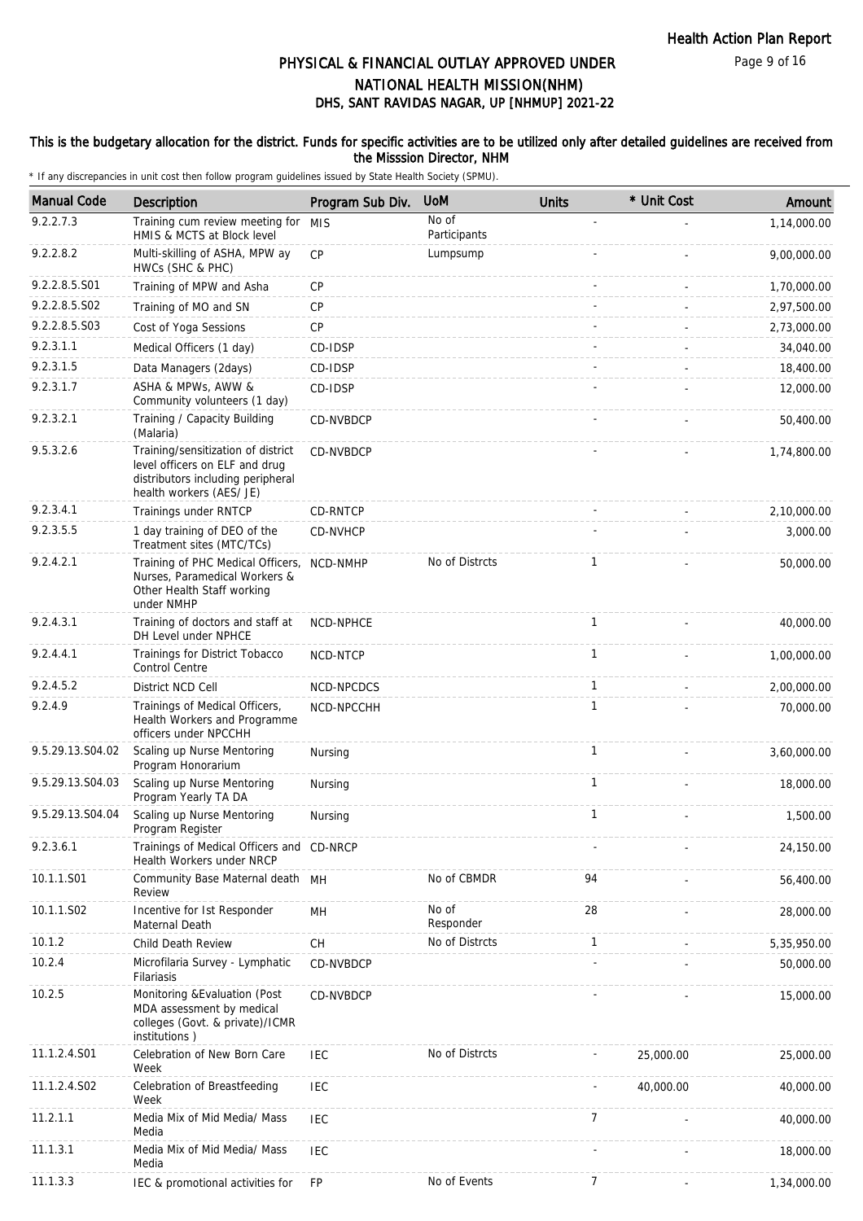# PHYSICAL & FINANCIAL OUTLAY APPROVED UNDER NATIONAL HEALTH MISSION(NHM)
## DHS, SANT RAVIDAS NAGAR, UP [NHMUP] 2021-22

**This is the budgetary allocation for the district. Funds for specific activities are to be utilized only after detailed guidelines are received from the Misssion Director, NHM**

\* If any discrepancies in unit cost then follow program guidelines issued by State Health Society (SPMU).

| Manual Code | Description | Program Sub Div. | UoM | Units | * Unit Cost | Amount |
|---|---|---|---|---|---|---|
| 9.2.2.7.3 | Training cum review meeting for HMIS & MCTS at Block level | MIS | No of Participants | - | - | 1,14,000.00 |
| 9.2.2.8.2 | Multi-skilling of ASHA, MPW ay HWCs (SHC & PHC) | CP | Lumpsump | - | - | 9,00,000.00 |
| 9.2.2.8.5.S01 | Training of MPW and Asha | CP | | - | - | 1,70,000.00 |
| 9.2.2.8.5.S02 | Training of MO and SN | CP | | - | - | 2,97,500.00 |
| 9.2.2.8.5.S03 | Cost of Yoga Sessions | CP | | - | - | 2,73,000.00 |
| 9.2.3.1.1 | Medical Officers (1 day) | CD-IDSP | | - | - | 34,040.00 |
| 9.2.3.1.5 | Data Managers (2days) | CD-IDSP | | - | - | 18,400.00 |
| 9.2.3.1.7 | ASHA & MPWs, AWW & Community volunteers (1 day) | CD-IDSP | | - | - | 12,000.00 |
| 9.2.3.2.1 | Training / Capacity Building (Malaria) | CD-NVBDCP | | - | - | 50,400.00 |
| 9.5.3.2.6 | Training/sensitization of district level officers on ELF and drug distributors including peripheral health workers (AES/ JE) | CD-NVBDCP | | - | - | 1,74,800.00 |
| 9.2.3.4.1 | Trainings under RNTCP | CD-RNTCP | | - | - | 2,10,000.00 |
| 9.2.3.5.5 | 1 day training of DEO of the Treatment sites (MTC/TCs) | CD-NVHCP | | - | - | 3,000.00 |
| 9.2.4.2.1 | Training of PHC Medical Officers, Nurses, Paramedical Workers & Other Health Staff working under NMHP | NCD-NMHP | No of Distrcts | 1 | - | 50,000.00 |
| 9.2.4.3.1 | Training of doctors and staff at DH Level under NPHCE | NCD-NPHCE | | 1 | - | 40,000.00 |
| 9.2.4.4.1 | Trainings for District Tobacco Control Centre | NCD-NTCP | | 1 | - | 1,00,000.00 |
| 9.2.4.5.2 | District NCD Cell | NCD-NPCDCS | | 1 | - | 2,00,000.00 |
| 9.2.4.9 | Trainings of Medical Officers, Health Workers and Programme officers under NPCCHH | NCD-NPCCHH | | 1 | - | 70,000.00 |
| 9.5.29.13.S04.02 | Scaling up Nurse Mentoring Program Honorarium | Nursing | | 1 | - | 3,60,000.00 |
| 9.5.29.13.S04.03 | Scaling up Nurse Mentoring Program Yearly TA DA | Nursing | | 1 | - | 18,000.00 |
| 9.5.29.13.S04.04 | Scaling up Nurse Mentoring Program Register | Nursing | | 1 | - | 1,500.00 |
| 9.2.3.6.1 | Trainings of Medical Officers and Health Workers under NRCP | CD-NRCP | | - | - | 24,150.00 |
| 10.1.1.S01 | Community Base Maternal death Review | MH | No of CBMDR | 94 | - | 56,400.00 |
| 10.1.1.S02 | Incentive for Ist Responder Maternal Death | MH | No of Responder | 28 | - | 28,000.00 |
| 10.1.2 | Child Death Review | CH | No of Distrcts | 1 | - | 5,35,950.00 |
| 10.2.4 | Microfilaria Survey - Lymphatic Filariasis | CD-NVBDCP | | - | - | 50,000.00 |
| 10.2.5 | Monitoring &Evaluation (Post MDA assessment by medical colleges (Govt. & private)/ICMR institutions ) | CD-NVBDCP | | - | - | 15,000.00 |
| 11.1.2.4.S01 | Celebration of New Born Care Week | IEC | No of Distrcts | - | 25,000.00 | 25,000.00 |
| 11.1.2.4.S02 | Celebration of Breastfeeding Week | IEC | | - | 40,000.00 | 40,000.00 |
| 11.2.1.1 | Media Mix of Mid Media/ Mass Media | IEC | | 7 | - | 40,000.00 |
| 11.1.3.1 | Media Mix of Mid Media/ Mass Media | IEC | | - | - | 18,000.00 |
| 11.1.3.3 | IEC & promotional activities for | FP | No of Events | 7 | - | 1,34,000.00 |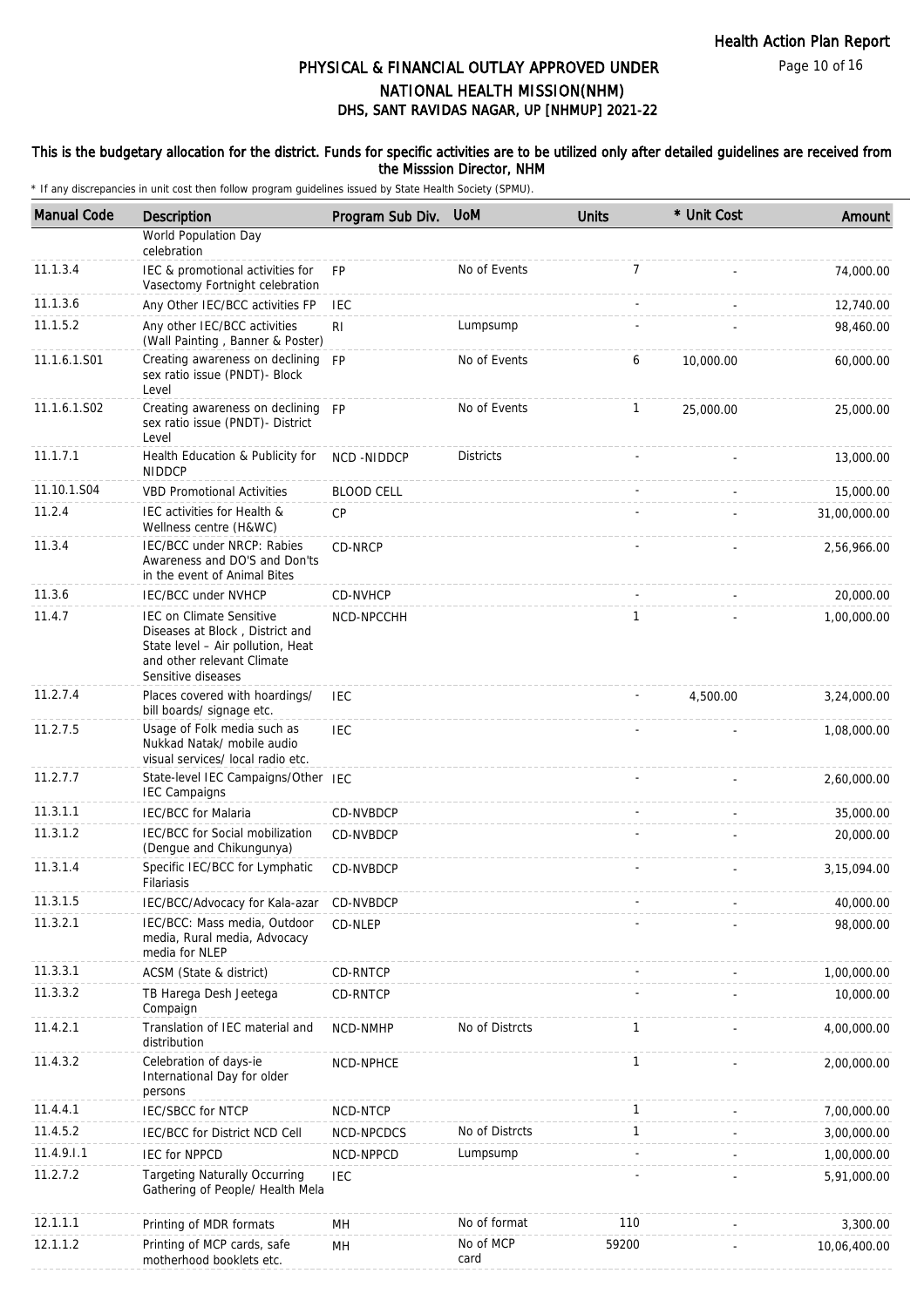# PHYSICAL & FINANCIAL OUTLAY APPROVED UNDER NATIONAL HEALTH MISSION(NHM)
## DHS, SANT RAVIDAS NAGAR, UP [NHMUP] 2021-22

**This is the budgetary allocation for the district. Funds for specific activities are to be utilized only after detailed guidelines are received from the Misssion Director, NHM**

\* If any discrepancies in unit cost then follow program guidelines issued by State Health Society (SPMU).

| Manual Code | Description | Program Sub Div. | UoM | Units | * Unit Cost | Amount |
|---|---|---|---|---|---|---|
| | World Population Day celebration | | | | | |
| 11.1.3.4 | IEC & promotional activities for Vasectomy Fortnight celebration | FP | No of Events | 7 | - | 74,000.00 |
| 11.1.3.6 | Any Other IEC/BCC activities FP | IEC | | - | - | 12,740.00 |
| 11.1.5.2 | Any other IEC/BCC activities (Wall Painting , Banner & Poster) | RI | Lumpsump | - | - | 98,460.00 |
| 11.1.6.1.S01 | Creating awareness on declining sex ratio issue (PNDT)- Block Level | FP | No of Events | 6 | 10,000.00 | 60,000.00 |
| 11.1.6.1.S02 | Creating awareness on declining sex ratio issue (PNDT)- District Level | FP | No of Events | 1 | 25,000.00 | 25,000.00 |
| 11.1.7.1 | Health Education & Publicity for NIDDCP | NCD -NIDDCP | Districts | - | - | 13,000.00 |
| 11.10.1.S04 | VBD Promotional Activities | BLOOD CELL | | - | - | 15,000.00 |
| 11.2.4 | IEC activities for Health & Wellness centre (H&WC) | CP | | - | - | 31,00,000.00 |
| 11.3.4 | IEC/BCC under NRCP: Rabies Awareness and DO'S and Don'ts in the event of Animal Bites | CD-NRCP | | - | - | 2,56,966.00 |
| 11.3.6 | IEC/BCC under NVHCP | CD-NVHCP | | - | - | 20,000.00 |
| 11.4.7 | IEC on Climate Sensitive Diseases at Block , District and State level – Air pollution, Heat and other relevant Climate Sensitive diseases | NCD-NPCCHH | | 1 | - | 1,00,000.00 |
| 11.2.7.4 | Places covered with hoardings/ bill boards/ signage etc. | IEC | | - | 4,500.00 | 3,24,000.00 |
| 11.2.7.5 | Usage of Folk media such as Nukkad Natak/ mobile audio visual services/ local radio etc. | IEC | | - | - | 1,08,000.00 |
| 11.2.7.7 | State-level IEC Campaigns/Other IEC Campaigns | IEC | | - | - | 2,60,000.00 |
| 11.3.1.1 | IEC/BCC for Malaria | CD-NVBDCP | | - | - | 35,000.00 |
| 11.3.1.2 | IEC/BCC for Social mobilization (Dengue and Chikungunya) | CD-NVBDCP | | - | - | 20,000.00 |
| 11.3.1.4 | Specific IEC/BCC for Lymphatic Filariasis | CD-NVBDCP | | - | - | 3,15,094.00 |
| 11.3.1.5 | IEC/BCC/Advocacy for Kala-azar | CD-NVBDCP | | - | - | 40,000.00 |
| 11.3.2.1 | IEC/BCC: Mass media, Outdoor media, Rural media, Advocacy media for NLEP | CD-NLEP | | - | - | 98,000.00 |
| 11.3.3.1 | ACSM (State & district) | CD-RNTCP | | - | - | 1,00,000.00 |
| 11.3.3.2 | TB Harega Desh Jeetega Compaign | CD-RNTCP | | - | - | 10,000.00 |
| 11.4.2.1 | Translation of IEC material and distribution | NCD-NMHP | No of Distrcts | 1 | - | 4,00,000.00 |
| 11.4.3.2 | Celebration of days-ie International Day for older persons | NCD-NPHCE | | 1 | - | 2,00,000.00 |
| 11.4.4.1 | IEC/SBCC for NTCP | NCD-NTCP | | 1 | - | 7,00,000.00 |
| 11.4.5.2 | IEC/BCC for District NCD Cell | NCD-NPCDCS | No of Distrcts | 1 | - | 3,00,000.00 |
| 11.4.9.I.1 | IEC for NPPCD | NCD-NPPCD | Lumpsump | - | - | 1,00,000.00 |
| 11.2.7.2 | Targeting Naturally Occurring Gathering of People/ Health Mela | IEC | | - | - | 5,91,000.00 |
| 12.1.1.1 | Printing of MDR formats | MH | No of format | 110 | - | 3,300.00 |
| 12.1.1.2 | Printing of MCP cards, safe motherhood booklets etc. | MH | No of MCP card | 59200 | - | 10,06,400.00 |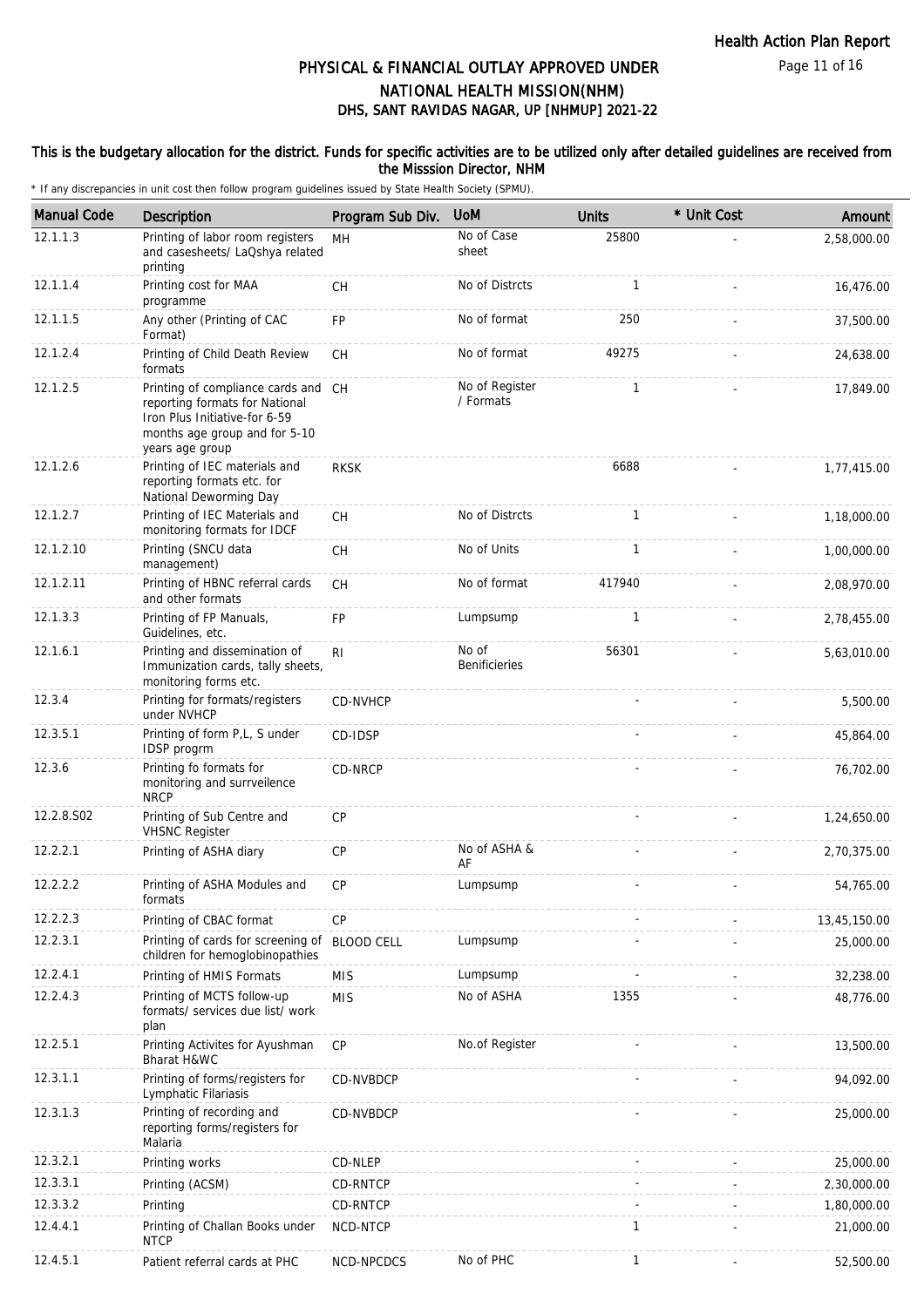# PHYSICAL & FINANCIAL OUTLAY APPROVED UNDER NATIONAL HEALTH MISSION(NHM)

## DHS, SANT RAVIDAS NAGAR, UP [NHMUP] 2021-22

**This is the budgetary allocation for the district. Funds for specific activities are to be utilized only after detailed guidelines are received from the Misssion Director, NHM**

* If any discrepancies in unit cost then follow program guidelines issued by State Health Society (SPMU).

| Manual Code | Description | Program Sub Div. | UoM | Units | * Unit Cost | Amount |
|---|---|---|---|---|---|---|
| 12.1.1.3 | Printing of labor room registers and casesheets/ LaQshya related printing | MH | No of Case sheet | 25800 | - | 2,58,000.00 |
| 12.1.1.4 | Printing cost for MAA programme | CH | No of Distrcts | 1 | - | 16,476.00 |
| 12.1.1.5 | Any other (Printing of CAC Format) | FP | No of format | 250 | - | 37,500.00 |
| 12.1.2.4 | Printing of Child Death Review formats | CH | No of format | 49275 | - | 24,638.00 |
| 12.1.2.5 | Printing of compliance cards and reporting formats for National Iron Plus Initiative-for 6-59 months age group and for 5-10 years age group | CH | No of Register / Formats | 1 | - | 17,849.00 |
| 12.1.2.6 | Printing of IEC materials and reporting formats etc. for National Deworming Day | RKSK | | 6688 | - | 1,77,415.00 |
| 12.1.2.7 | Printing of IEC Materials and monitoring formats for IDCF | CH | No of Distrcts | 1 | - | 1,18,000.00 |
| 12.1.2.10 | Printing (SNCU data management) | CH | No of Units | 1 | - | 1,00,000.00 |
| 12.1.2.11 | Printing of HBNC referral cards and other formats | CH | No of format | 417940 | - | 2,08,970.00 |
| 12.1.3.3 | Printing of FP Manuals, Guidelines, etc. | FP | Lumpsump | 1 | - | 2,78,455.00 |
| 12.1.6.1 | Printing and dissemination of Immunization cards, tally sheets, monitoring forms etc. | RI | No of Benificieries | 56301 | - | 5,63,010.00 |
| 12.3.4 | Printing for formats/registers under NVHCP | CD-NVHCP | | - | - | 5,500.00 |
| 12.3.5.1 | Printing of form P,L, S under IDSP progrm | CD-IDSP | | - | - | 45,864.00 |
| 12.3.6 | Printing fo formats for monitoring and surrveilence NRCP | CD-NRCP | | - | - | 76,702.00 |
| 12.2.8.S02 | Printing of Sub Centre and VHSNC Register | CP | | - | - | 1,24,650.00 |
| 12.2.2.1 | Printing of ASHA diary | CP | No of ASHA & AF | - | - | 2,70,375.00 |
| 12.2.2.2 | Printing of ASHA Modules and formats | CP | Lumpsump | - | - | 54,765.00 |
| 12.2.2.3 | Printing of CBAC format | CP | | - | - | 13,45,150.00 |
| 12.2.3.1 | Printing of cards for screening of children for hemoglobinopathies | BLOOD CELL | Lumpsump | - | - | 25,000.00 |
| 12.2.4.1 | Printing of HMIS Formats | MIS | Lumpsump | - | - | 32,238.00 |
| 12.2.4.3 | Printing of MCTS follow-up formats/ services due list/ work plan | MIS | No of ASHA | 1355 | - | 48,776.00 |
| 12.2.5.1 | Printing Activites for Ayushman Bharat H&WC | CP | No.of Register | - | - | 13,500.00 |
| 12.3.1.1 | Printing of forms/registers for Lymphatic Filariasis | CD-NVBDCP | | - | - | 94,092.00 |
| 12.3.1.3 | Printing of recording and reporting forms/registers for Malaria | CD-NVBDCP | | - | - | 25,000.00 |
| 12.3.2.1 | Printing works | CD-NLEP | | - | - | 25,000.00 |
| 12.3.3.1 | Printing (ACSM) | CD-RNTCP | | - | - | 2,30,000.00 |
| 12.3.3.2 | Printing | CD-RNTCP | | - | - | 1,80,000.00 |
| 12.4.4.1 | Printing of Challan Books under NTCP | NCD-NTCP | | 1 | - | 21,000.00 |
| 12.4.5.1 | Patient referral cards at PHC | NCD-NPCDCS | No of PHC | 1 | - | 52,500.00 |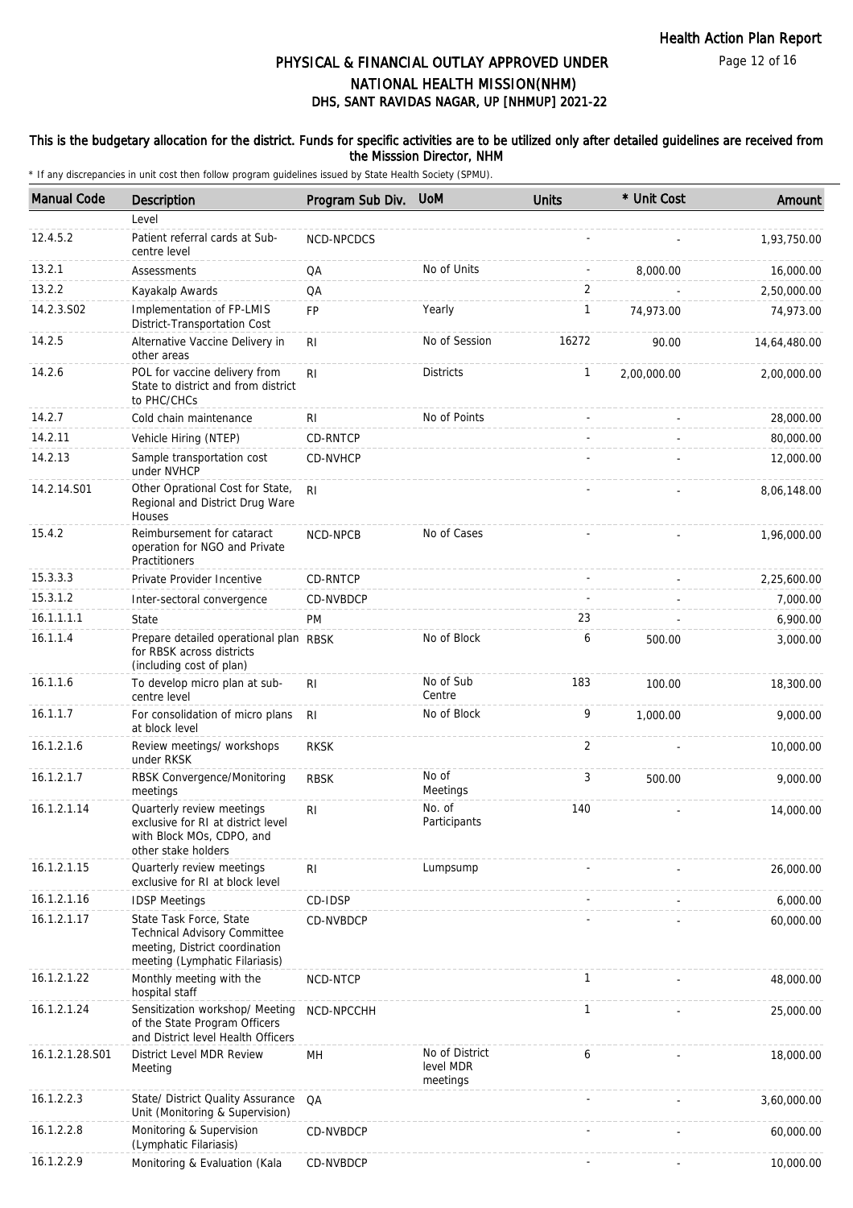# PHYSICAL & FINANCIAL OUTLAY APPROVED UNDER NATIONAL HEALTH MISSION(NHM)

## DHS, SANT RAVIDAS NAGAR, UP [NHMUP] 2021-22

**This is the budgetary allocation for the district. Funds for specific activities are to be utilized only after detailed guidelines are received from the Misssion Director, NHM**

\* If any discrepancies in unit cost then follow program guidelines issued by State Health Society (SPMU).

| Manual Code | Description | Program Sub Div. | UoM | Units | * Unit Cost | Amount |
|---|---|---|---|---|---|---|
| | Level | | | | | |
| 12.4.5.2 | Patient referral cards at Sub-centre level | NCD-NPCDCS | | - | - | 1,93,750.00 |
| 13.2.1 | Assessments | QA | No of Units | - | 8,000.00 | 16,000.00 |
| 13.2.2 | Kayakalp Awards | QA | | 2 | - | 2,50,000.00 |
| 14.2.3.S02 | Implementation of FP-LMIS District-Transportation Cost | FP | Yearly | 1 | 74,973.00 | 74,973.00 |
| 14.2.5 | Alternative Vaccine Delivery in other areas | RI | No of Session | 16272 | 90.00 | 14,64,480.00 |
| 14.2.6 | POL for vaccine delivery from State to district and from district to PHC/CHCs | RI | Districts | 1 | 2,00,000.00 | 2,00,000.00 |
| 14.2.7 | Cold chain maintenance | RI | No of Points | - | - | 28,000.00 |
| 14.2.11 | Vehicle Hiring (NTEP) | CD-RNTCP | | - | - | 80,000.00 |
| 14.2.13 | Sample transportation cost under NVHCP | CD-NVHCP | | - | - | 12,000.00 |
| 14.2.14.S01 | Other Oprational Cost for State, Regional and District Drug Ware Houses | RI | | - | - | 8,06,148.00 |
| 15.4.2 | Reimbursement for cataract operation for NGO and Private Practitioners | NCD-NPCB | No of Cases | - | - | 1,96,000.00 |
| 15.3.3.3 | Private Provider Incentive | CD-RNTCP | | - | - | 2,25,600.00 |
| 15.3.1.2 | Inter-sectoral convergence | CD-NVBDCP | | - | - | 7,000.00 |
| 16.1.1.1.1 | State | PM | | 23 | - | 6,900.00 |
| 16.1.1.4 | Prepare detailed operational plan for RBSK across districts (including cost of plan) | RBSK | No of Block | 6 | 500.00 | 3,000.00 |
| 16.1.1.6 | To develop micro plan at sub-centre level | RI | No of Sub Centre | 183 | 100.00 | 18,300.00 |
| 16.1.1.7 | For consolidation of micro plans at block level | RI | No of Block | 9 | 1,000.00 | 9,000.00 |
| 16.1.2.1.6 | Review meetings/ workshops under RKSK | RKSK | | 2 | - | 10,000.00 |
| 16.1.2.1.7 | RBSK Convergence/Monitoring meetings | RBSK | No of Meetings | 3 | 500.00 | 9,000.00 |
| 16.1.2.1.14 | Quarterly review meetings exclusive for RI at district level with Block MOs, CDPO, and other stake holders | RI | No. of Participants | 140 | - | 14,000.00 |
| 16.1.2.1.15 | Quarterly review meetings exclusive for RI at block level | RI | Lumpsump | - | - | 26,000.00 |
| 16.1.2.1.16 | IDSP Meetings | CD-IDSP | | - | - | 6,000.00 |
| 16.1.2.1.17 | State Task Force, State Technical Advisory Committee meeting, District coordination meeting (Lymphatic Filariasis) | CD-NVBDCP | | - | - | 60,000.00 |
| 16.1.2.1.22 | Monthly meeting with the hospital staff | NCD-NTCP | | 1 | - | 48,000.00 |
| 16.1.2.1.24 | Sensitization workshop/ Meeting of the State Program Officers and District level Health Officers | NCD-NPCCHH | | 1 | - | 25,000.00 |
| 16.1.2.1.28.S01 | District Level MDR Review Meeting | MH | No of District level MDR meetings | 6 | - | 18,000.00 |
| 16.1.2.2.3 | State/ District Quality Assurance Unit (Monitoring & Supervision) | QA | | - | - | 3,60,000.00 |
| 16.1.2.2.8 | Monitoring & Supervision (Lymphatic Filariasis) | CD-NVBDCP | | - | - | 60,000.00 |
| 16.1.2.2.9 | Monitoring & Evaluation (Kala | CD-NVBDCP | | - | - | 10,000.00 |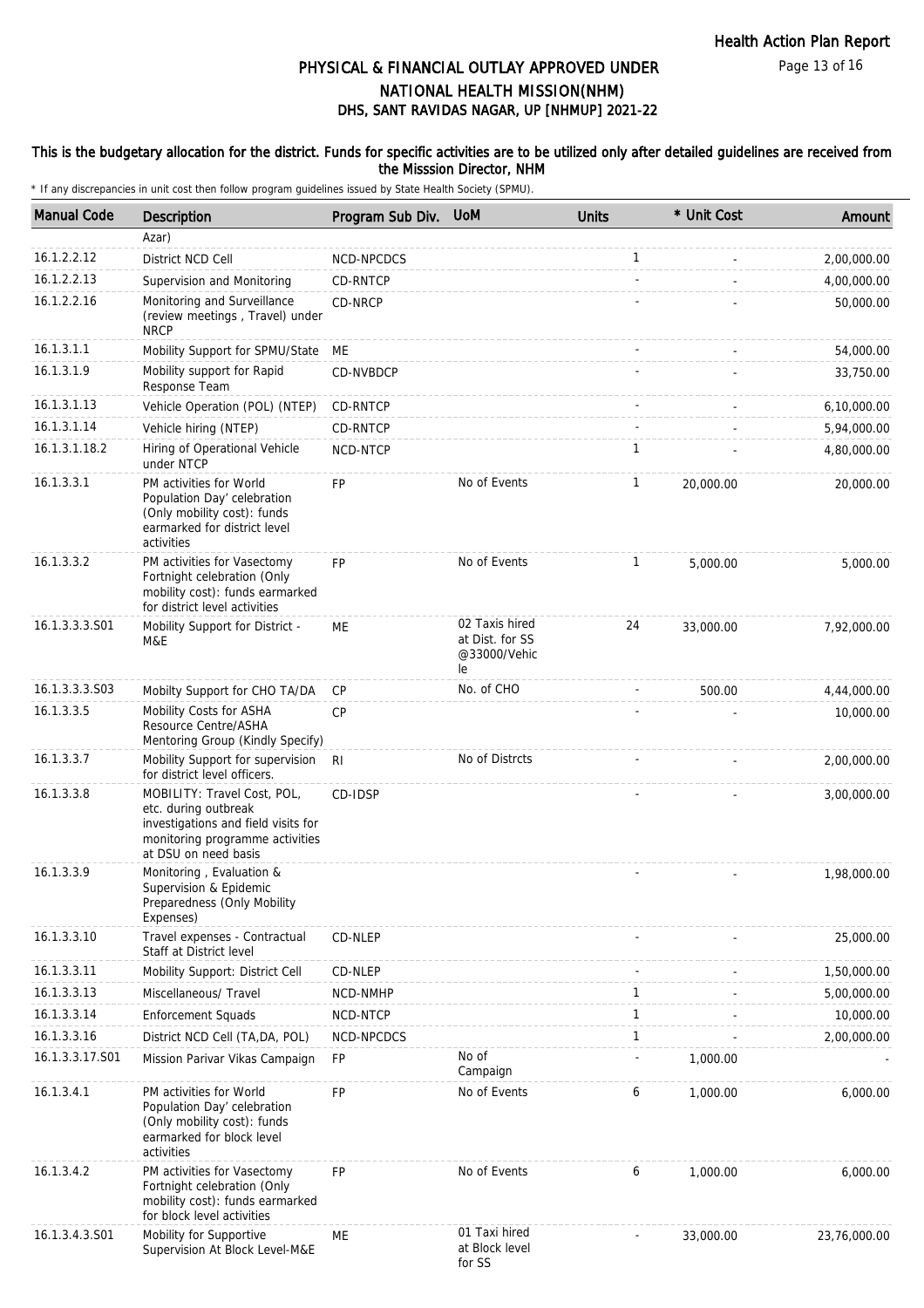## PHYSICAL & FINANCIAL OUTLAY APPROVED UNDER NATIONAL HEALTH MISSION(NHM) DHS, SANT RAVIDAS NAGAR, UP [NHMUP] 2021-22

### This is the budgetary allocation for the district. Funds for specific activities are to be utilized only after detailed guidelines are received from the Misssion Director, NHM

\* If any discrepancies in unit cost then follow program guidelines issued by State Health Society (SPMU).

| Manual Code | Description | Program Sub Div. | UoM | Units | * Unit Cost | Amount |
|---|---|---|---|---|---|---|
| | Azar) | | | | | |
| 16.1.2.2.12 | District NCD Cell | NCD-NPCDCS | | 1 | - | 2,00,000.00 |
| 16.1.2.2.13 | Supervision and Monitoring | CD-RNTCP | | - | - | 4,00,000.00 |
| 16.1.2.2.16 | Monitoring and Surveillance (review meetings , Travel) under NRCP | CD-NRCP | | - | - | 50,000.00 |
| 16.1.3.1.1 | Mobility Support for SPMU/State | ME | | - | - | 54,000.00 |
| 16.1.3.1.9 | Mobility support for Rapid Response Team | CD-NVBDCP | | - | - | 33,750.00 |
| 16.1.3.1.13 | Vehicle Operation (POL) (NTEP) | CD-RNTCP | | - | - | 6,10,000.00 |
| 16.1.3.1.14 | Vehicle hiring (NTEP) | CD-RNTCP | | - | - | 5,94,000.00 |
| 16.1.3.1.18.2 | Hiring of Operational Vehicle under NTCP | NCD-NTCP | | 1 | - | 4,80,000.00 |
| 16.1.3.3.1 | PM activities for World Population Day' celebration (Only mobility cost): funds earmarked for district level activities | FP | No of Events | 1 | 20,000.00 | 20,000.00 |
| 16.1.3.3.2 | PM activities for Vasectomy Fortnight celebration (Only mobility cost): funds earmarked for district level activities | FP | No of Events | 1 | 5,000.00 | 5,000.00 |
| 16.1.3.3.3.S01 | Mobility Support for District - M&E | ME | 02 Taxis hired at Dist. for SS @33000/Vehicle | 24 | 33,000.00 | 7,92,000.00 |
| 16.1.3.3.3.S03 | Mobilty Support for CHO TA/DA | CP | No. of CHO | - | 500.00 | 4,44,000.00 |
| 16.1.3.3.5 | Mobility Costs for ASHA Resource Centre/ASHA Mentoring Group (Kindly Specify) | CP | | - | - | 10,000.00 |
| 16.1.3.3.7 | Mobility Support for supervision for district level officers. | RI | No of Distrcts | - | - | 2,00,000.00 |
| 16.1.3.3.8 | MOBILITY: Travel Cost, POL, etc. during outbreak investigations and field visits for monitoring programme activities at DSU on need basis | CD-IDSP | | - | - | 3,00,000.00 |
| 16.1.3.3.9 | Monitoring , Evaluation & Supervision & Epidemic Preparedness (Only Mobility Expenses) | | | - | - | 1,98,000.00 |
| 16.1.3.3.10 | Travel expenses - Contractual Staff at District level | CD-NLEP | | - | - | 25,000.00 |
| 16.1.3.3.11 | Mobility Support: District Cell | CD-NLEP | | - | - | 1,50,000.00 |
| 16.1.3.3.13 | Miscellaneous/ Travel | NCD-NMHP | | 1 | - | 5,00,000.00 |
| 16.1.3.3.14 | Enforcement Squads | NCD-NTCP | | 1 | - | 10,000.00 |
| 16.1.3.3.16 | District NCD Cell (TA,DA, POL) | NCD-NPCDCS | | 1 | - | 2,00,000.00 |
| 16.1.3.3.17.S01 | Mission Parivar Vikas Campaign | FP | No of Campaign | - | 1,000.00 | - |
| 16.1.3.4.1 | PM activities for World Population Day' celebration (Only mobility cost): funds earmarked for block level activities | FP | No of Events | 6 | 1,000.00 | 6,000.00 |
| 16.1.3.4.2 | PM activities for Vasectomy Fortnight celebration (Only mobility cost): funds earmarked for block level activities | FP | No of Events | 6 | 1,000.00 | 6,000.00 |
| 16.1.3.4.3.S01 | Mobility for Supportive Supervision At Block Level-M&E | ME | 01 Taxi hired at Block level for SS | - | 33,000.00 | 23,76,000.00 |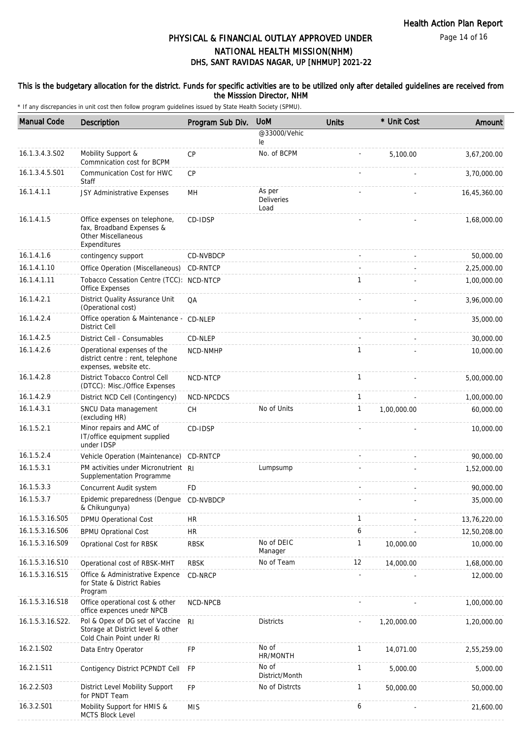# PHYSICAL & FINANCIAL OUTLAY APPROVED UNDER NATIONAL HEALTH MISSION(NHM)

## DHS, SANT RAVIDAS NAGAR, UP [NHMUP] 2021-22

**This is the budgetary allocation for the district. Funds for specific activities are to be utilized only after detailed guidelines are received from the Misssion Director, NHM**

\* If any discrepancies in unit cost then follow program guidelines issued by State Health Society (SPMU).

| Manual Code | Description | Program Sub Div. | UoM | Units | * Unit Cost | Amount |
|---|---|---|---|---|---|---|
| | | | @33000/Vehicle | | | |
| 16.1.3.4.3.S02 | Mobility Support & Commnication cost for BCPM | CP | No. of BCPM | - | 5,100.00 | 3,67,200.00 |
| 16.1.3.4.5.S01 | Communication Cost for HWC Staff | CP | | - | - | 3,70,000.00 |
| 16.1.4.1.1 | JSY Administrative Expenses | MH | As per Deliveries Load | - | - | 16,45,360.00 |
| 16.1.4.1.5 | Office expenses on telephone, fax, Broadband Expenses & Other Miscellaneous Expenditures | CD-IDSP | | - | - | 1,68,000.00 |
| 16.1.4.1.6 | contingency support | CD-NVBDCP | | - | - | 50,000.00 |
| 16.1.4.1.10 | Office Operation (Miscellaneous) | CD-RNTCP | | - | - | 2,25,000.00 |
| 16.1.4.1.11 | Tobacco Cessation Centre (TCC): Office Expenses | NCD-NTCP | | 1 | - | 1,00,000.00 |
| 16.1.4.2.1 | District Quality Assurance Unit (Operational cost) | QA | | - | - | 3,96,000.00 |
| 16.1.4.2.4 | Office operation & Maintenance - District Cell | CD-NLEP | | - | - | 35,000.00 |
| 16.1.4.2.5 | District Cell - Consumables | CD-NLEP | | - | - | 30,000.00 |
| 16.1.4.2.6 | Operational expenses of the district centre : rent, telephone expenses, website etc. | NCD-NMHP | | 1 | - | 10,000.00 |
| 16.1.4.2.8 | District Tobacco Control Cell (DTCC): Misc./Office Expenses | NCD-NTCP | | 1 | - | 5,00,000.00 |
| 16.1.4.2.9 | District NCD Cell (Contingency) | NCD-NPCDCS | | 1 | - | 1,00,000.00 |
| 16.1.4.3.1 | SNCU Data management (excluding HR) | CH | No of Units | 1 | 1,00,000.00 | 60,000.00 |
| 16.1.5.2.1 | Minor repairs and AMC of IT/office equipment supplied under IDSP | CD-IDSP | | - | - | 10,000.00 |
| 16.1.5.2.4 | Vehicle Operation (Maintenance) | CD-RNTCP | | - | - | 90,000.00 |
| 16.1.5.3.1 | PM activities under Micronutrient Supplementation Programme | RI | Lumpsump | - | - | 1,52,000.00 |
| 16.1.5.3.3 | Concurrent Audit system | FD | | - | - | 90,000.00 |
| 16.1.5.3.7 | Epidemic preparedness (Dengue & Chikungunya) | CD-NVBDCP | | - | - | 35,000.00 |
| 16.1.5.3.16.S05 | DPMU Operational Cost | HR | | 1 | - | 13,76,220.00 |
| 16.1.5.3.16.S06 | BPMU Oprational Cost | HR | | 6 | - | 12,50,208.00 |
| 16.1.5.3.16.S09 | Oprational Cost for RBSK | RBSK | No of DEIC Manager | 1 | 10,000.00 | 10,000.00 |
| 16.1.5.3.16.S10 | Operational cost of RBSK-MHT | RBSK | No of Team | 12 | 14,000.00 | 1,68,000.00 |
| 16.1.5.3.16.S15 | Office & Administrative Expence for State & District Rabies Program | CD-NRCP | | - | - | 12,000.00 |
| 16.1.5.3.16.S18 | Office operational cost & other office expences unedr NPCB | NCD-NPCB | | - | - | 1,00,000.00 |
| 16.1.5.3.16.S22. | Pol & Opex of DG set of Vaccine Storage at District level & other Cold Chain Point under RI | RI | Districts | - | 1,20,000.00 | 1,20,000.00 |
| 16.2.1.S02 | Data Entry Operator | FP | No of HR/MONTH | 1 | 14,071.00 | 2,55,259.00 |
| 16.2.1.S11 | Contigency District PCPNDT Cell | FP | No of District/Month | 1 | 5,000.00 | 5,000.00 |
| 16.2.2.S03 | District Level Mobility Support for PNDT Team | FP | No of Distrcts | 1 | 50,000.00 | 50,000.00 |
| 16.3.2.S01 | Mobility Support for HMIS & MCTS Block Level | MIS | | 6 | - | 21,600.00 |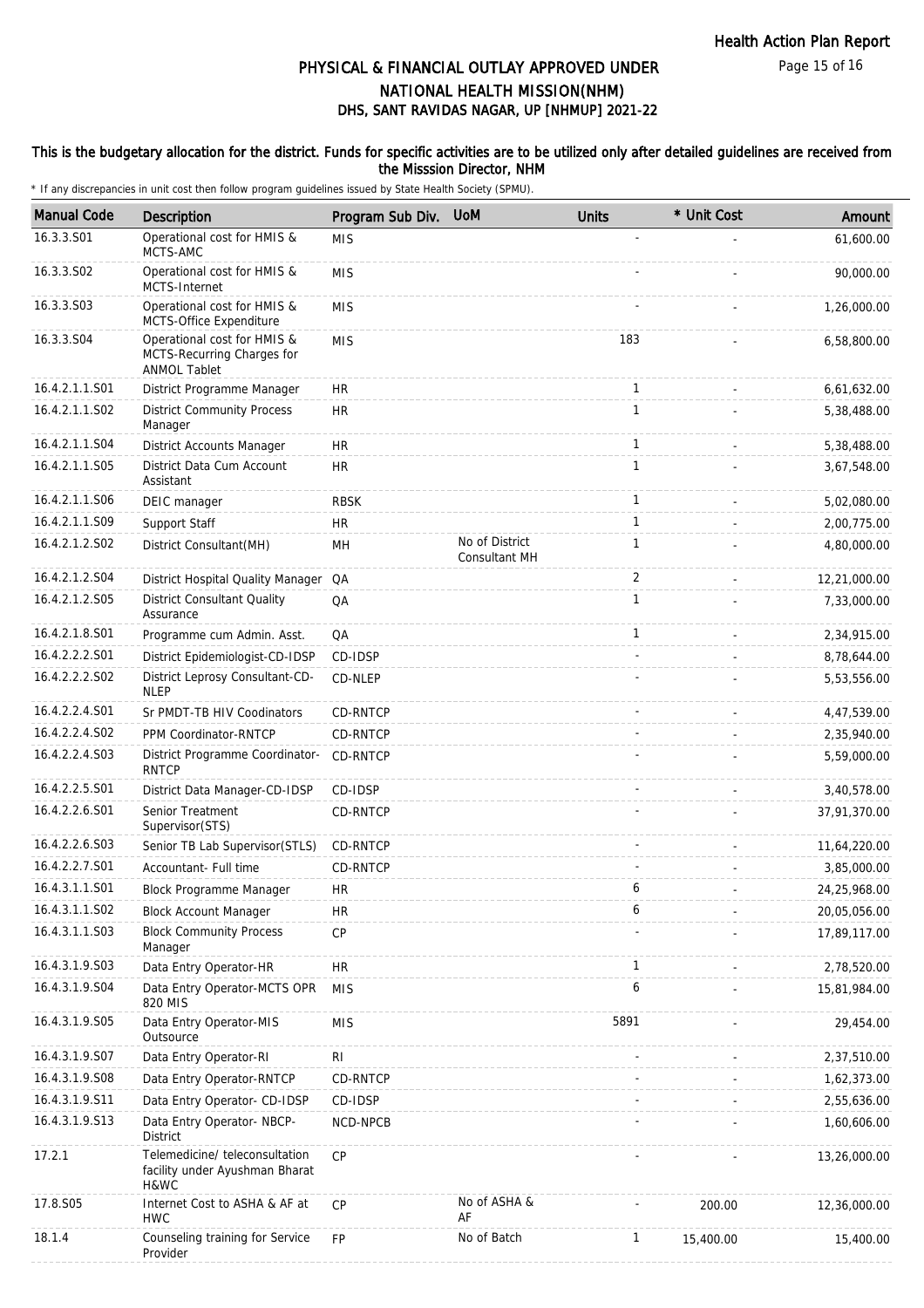# PHYSICAL & FINANCIAL OUTLAY APPROVED UNDER NATIONAL HEALTH MISSION(NHM)

## DHS, SANT RAVIDAS NAGAR, UP [NHMUP] 2021-22

**This is the budgetary allocation for the district. Funds for specific activities are to be utilized only after detailed guidelines are received from the Misssion Director, NHM**

\* If any discrepancies in unit cost then follow program guidelines issued by State Health Society (SPMU).

| Manual Code | Description | Program Sub Div. | UoM | Units | * Unit Cost | Amount |
|---|---|---|---|---|---|---|
| 16.3.3.S01 | Operational cost for HMIS & MCTS-AMC | MIS | | - | - | 61,600.00 |
| 16.3.3.S02 | Operational cost for HMIS & MCTS-Internet | MIS | | - | - | 90,000.00 |
| 16.3.3.S03 | Operational cost for HMIS & MCTS-Office Expenditure | MIS | | - | - | 1,26,000.00 |
| 16.3.3.S04 | Operational cost for HMIS & MCTS-Recurring Charges for ANMOL Tablet | MIS | | 183 | - | 6,58,800.00 |
| 16.4.2.1.1.S01 | District Programme Manager | HR | | 1 | - | 6,61,632.00 |
| 16.4.2.1.1.S02 | District Community Process Manager | HR | | 1 | - | 5,38,488.00 |
| 16.4.2.1.1.S04 | District Accounts Manager | HR | | 1 | - | 5,38,488.00 |
| 16.4.2.1.1.S05 | District Data Cum Account Assistant | HR | | 1 | - | 3,67,548.00 |
| 16.4.2.1.1.S06 | DEIC manager | RBSK | | 1 | - | 5,02,080.00 |
| 16.4.2.1.1.S09 | Support Staff | HR | | 1 | - | 2,00,775.00 |
| 16.4.2.1.2.S02 | District Consultant(MH) | MH | No of District Consultant MH | 1 | - | 4,80,000.00 |
| 16.4.2.1.2.S04 | District Hospital Quality Manager | QA | | 2 | - | 12,21,000.00 |
| 16.4.2.1.2.S05 | District Consultant Quality Assurance | QA | | 1 | - | 7,33,000.00 |
| 16.4.2.1.8.S01 | Programme cum Admin. Asst. | QA | | 1 | - | 2,34,915.00 |
| 16.4.2.2.2.S01 | District Epidemiologist-CD-IDSP | CD-IDSP | | - | - | 8,78,644.00 |
| 16.4.2.2.2.S02 | District Leprosy Consultant-CD-NLEP | CD-NLEP | | - | - | 5,53,556.00 |
| 16.4.2.2.4.S01 | Sr PMDT-TB HIV Coodinators | CD-RNTCP | | - | - | 4,47,539.00 |
| 16.4.2.2.4.S02 | PPM Coordinator-RNTCP | CD-RNTCP | | - | - | 2,35,940.00 |
| 16.4.2.2.4.S03 | District Programme Coordinator-RNTCP | CD-RNTCP | | - | - | 5,59,000.00 |
| 16.4.2.2.5.S01 | District Data Manager-CD-IDSP | CD-IDSP | | - | - | 3,40,578.00 |
| 16.4.2.2.6.S01 | Senior Treatment Supervisor(STS) | CD-RNTCP | | - | - | 37,91,370.00 |
| 16.4.2.2.6.S03 | Senior TB Lab Supervisor(STLS) | CD-RNTCP | | - | - | 11,64,220.00 |
| 16.4.2.2.7.S01 | Accountant- Full time | CD-RNTCP | | - | - | 3,85,000.00 |
| 16.4.3.1.1.S01 | Block Programme Manager | HR | | 6 | - | 24,25,968.00 |
| 16.4.3.1.1.S02 | Block Account Manager | HR | | 6 | - | 20,05,056.00 |
| 16.4.3.1.1.S03 | Block Community Process Manager | CP | | - | - | 17,89,117.00 |
| 16.4.3.1.9.S03 | Data Entry Operator-HR | HR | | 1 | - | 2,78,520.00 |
| 16.4.3.1.9.S04 | Data Entry Operator-MCTS OPR 820 MIS | MIS | | 6 | - | 15,81,984.00 |
| 16.4.3.1.9.S05 | Data Entry Operator-MIS Outsource | MIS | | 5891 | - | 29,454.00 |
| 16.4.3.1.9.S07 | Data Entry Operator-RI | RI | | - | - | 2,37,510.00 |
| 16.4.3.1.9.S08 | Data Entry Operator-RNTCP | CD-RNTCP | | - | - | 1,62,373.00 |
| 16.4.3.1.9.S11 | Data Entry Operator- CD-IDSP | CD-IDSP | | - | - | 2,55,636.00 |
| 16.4.3.1.9.S13 | Data Entry Operator- NBCP-District | NCD-NPCB | | - | - | 1,60,606.00 |
| 17.2.1 | Telemedicine/ teleconsultation facility under Ayushman Bharat H&WC | CP | | - | - | 13,26,000.00 |
| 17.8.S05 | Internet Cost to ASHA & AF at HWC | CP | No of ASHA & AF | - | 200.00 | 12,36,000.00 |
| 18.1.4 | Counseling training for Service Provider | FP | No of Batch | 1 | 15,400.00 | 15,400.00 |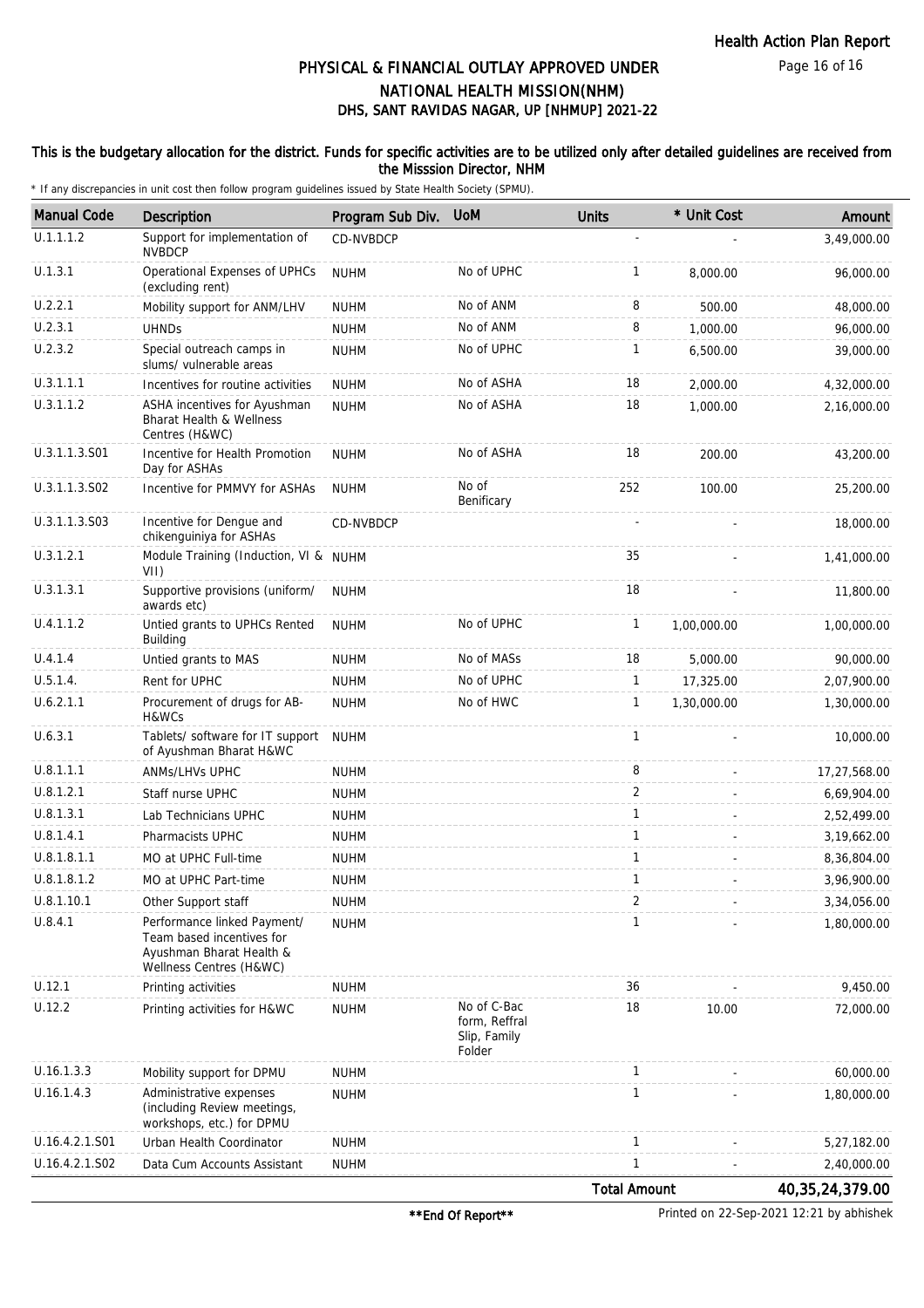# PHYSICAL & FINANCIAL OUTLAY APPROVED UNDER NATIONAL HEALTH MISSION(NHM)

## DHS, SANT RAVIDAS NAGAR, UP [NHMUP] 2021-22

**This is the budgetary allocation for the district. Funds for specific activities are to be utilized only after detailed guidelines are received from the Misssion Director, NHM**

\* If any discrepancies in unit cost then follow program guidelines issued by State Health Society (SPMU).

| Manual Code | Description | Program Sub Div. | UoM | Units | * Unit Cost | Amount |
|---|---|---|---|---|---|---|
| U.1.1.1.2 | Support for implementation of NVBDCP | CD-NVBDCP | | - | - | 3,49,000.00 |
| U.1.3.1 | Operational Expenses of UPHCs (excluding rent) | NUHM | No of UPHC | 1 | 8,000.00 | 96,000.00 |
| U.2.2.1 | Mobility support for ANM/LHV | NUHM | No of ANM | 8 | 500.00 | 48,000.00 |
| U.2.3.1 | UHNDs | NUHM | No of ANM | 8 | 1,000.00 | 96,000.00 |
| U.2.3.2 | Special outreach camps in slums/ vulnerable areas | NUHM | No of UPHC | 1 | 6,500.00 | 39,000.00 |
| U.3.1.1.1 | Incentives for routine activities | NUHM | No of ASHA | 18 | 2,000.00 | 4,32,000.00 |
| U.3.1.1.2 | ASHA incentives for Ayushman Bharat Health & Wellness Centres (H&WC) | NUHM | No of ASHA | 18 | 1,000.00 | 2,16,000.00 |
| U.3.1.1.3.S01 | Incentive for Health Promotion Day for ASHAs | NUHM | No of ASHA | 18 | 200.00 | 43,200.00 |
| U.3.1.1.3.S02 | Incentive for PMMVY for ASHAs | NUHM | No of Benificary | 252 | 100.00 | 25,200.00 |
| U.3.1.1.3.S03 | Incentive for Dengue and chikenguiniya for ASHAs | CD-NVBDCP | | - | - | 18,000.00 |
| U.3.1.2.1 | Module Training (Induction, VI & VII) | NUHM | | 35 | - | 1,41,000.00 |
| U.3.1.3.1 | Supportive provisions (uniform/ awards etc) | NUHM | | 18 | - | 11,800.00 |
| U.4.1.1.2 | Untied grants to UPHCs Rented Building | NUHM | No of UPHC | 1 | 1,00,000.00 | 1,00,000.00 |
| U.4.1.4 | Untied grants to MAS | NUHM | No of MASs | 18 | 5,000.00 | 90,000.00 |
| U.5.1.4. | Rent for UPHC | NUHM | No of UPHC | 1 | 17,325.00 | 2,07,900.00 |
| U.6.2.1.1 | Procurement of drugs for AB-H&WCs | NUHM | No of HWC | 1 | 1,30,000.00 | 1,30,000.00 |
| U.6.3.1 | Tablets/ software for IT support of Ayushman Bharat H&WC | NUHM | | 1 | - | 10,000.00 |
| U.8.1.1.1 | ANMs/LHVs UPHC | NUHM | | 8 | - | 17,27,568.00 |
| U.8.1.2.1 | Staff nurse UPHC | NUHM | | 2 | - | 6,69,904.00 |
| U.8.1.3.1 | Lab Technicians UPHC | NUHM | | 1 | - | 2,52,499.00 |
| U.8.1.4.1 | Pharmacists UPHC | NUHM | | 1 | - | 3,19,662.00 |
| U.8.1.8.1.1 | MO at UPHC Full-time | NUHM | | 1 | - | 8,36,804.00 |
| U.8.1.8.1.2 | MO at UPHC Part-time | NUHM | | 1 | - | 3,96,900.00 |
| U.8.1.10.1 | Other Support staff | NUHM | | 2 | - | 3,34,056.00 |
| U.8.4.1 | Performance linked Payment/ Team based incentives for Ayushman Bharat Health & Wellness Centres (H&WC) | NUHM | | 1 | - | 1,80,000.00 |
| U.12.1 | Printing activities | NUHM | | 36 | - | 9,450.00 |
| U.12.2 | Printing activities for H&WC | NUHM | No of C-Bac form, Reffral Slip, Family Folder | 18 | 10.00 | 72,000.00 |
| U.16.1.3.3 | Mobility support for DPMU | NUHM | | 1 | - | 60,000.00 |
| U.16.1.4.3 | Administrative expenses (including Review meetings, workshops, etc.) for DPMU | NUHM | | 1 | - | 1,80,000.00 |
| U.16.4.2.1.S01 | Urban Health Coordinator | NUHM | | 1 | - | 5,27,182.00 |
| U.16.4.2.1.S02 | Data Cum Accounts Assistant | NUHM | | 1 | - | 2,40,000.00 |
| | | | | **Total Amount** | | **40,35,24,379.00** |

\*\*End Of Report\*\*

Printed on 22-Sep-2021 12:21 by abhishek